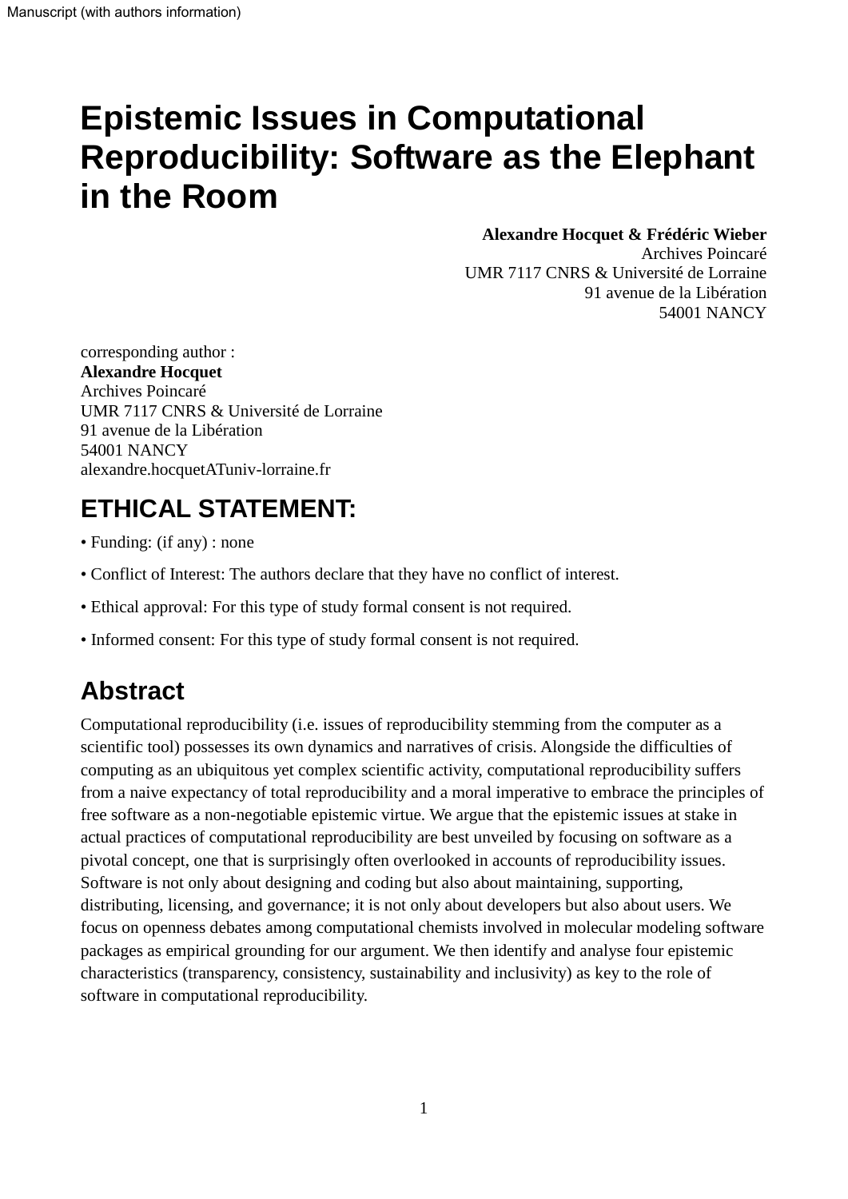Manuscript (with authors information)

# Epistemic Issues in Computational Reproducibility: Software as the Elephant in the Room

**Alexandre Hocquet & Frédéric Wieber**
Archives Poincaré
UMR 7117 CNRS & Université de Lorraine
91 avenue de la Libération
54001 NANCY

corresponding author :
**Alexandre Hocquet**
Archives Poincaré
UMR 7117 CNRS & Université de Lorraine
91 avenue de la Libération
54001 NANCY
alexandre.hocquetATuniv-lorraine.fr

## ETHICAL STATEMENT:

• Funding: (if any) : none

• Conflict of Interest: The authors declare that they have no conflict of interest.

• Ethical approval: For this type of study formal consent is not required.

• Informed consent: For this type of study formal consent is not required.

## Abstract

Computational reproducibility (i.e. issues of reproducibility stemming from the computer as a scientific tool) possesses its own dynamics and narratives of crisis. Alongside the difficulties of computing as an ubiquitous yet complex scientific activity, computational reproducibility suffers from a naive expectancy of total reproducibility and a moral imperative to embrace the principles of free software as a non-negotiable epistemic virtue. We argue that the epistemic issues at stake in actual practices of computational reproducibility are best unveiled by focusing on software as a pivotal concept, one that is surprisingly often overlooked in accounts of reproducibility issues. Software is not only about designing and coding but also about maintaining, supporting, distributing, licensing, and governance; it is not only about developers but also about users. We focus on openness debates among computational chemists involved in molecular modeling software packages as empirical grounding for our argument. We then identify and analyse four epistemic characteristics (transparency, consistency, sustainability and inclusivity) as key to the role of software in computational reproducibility.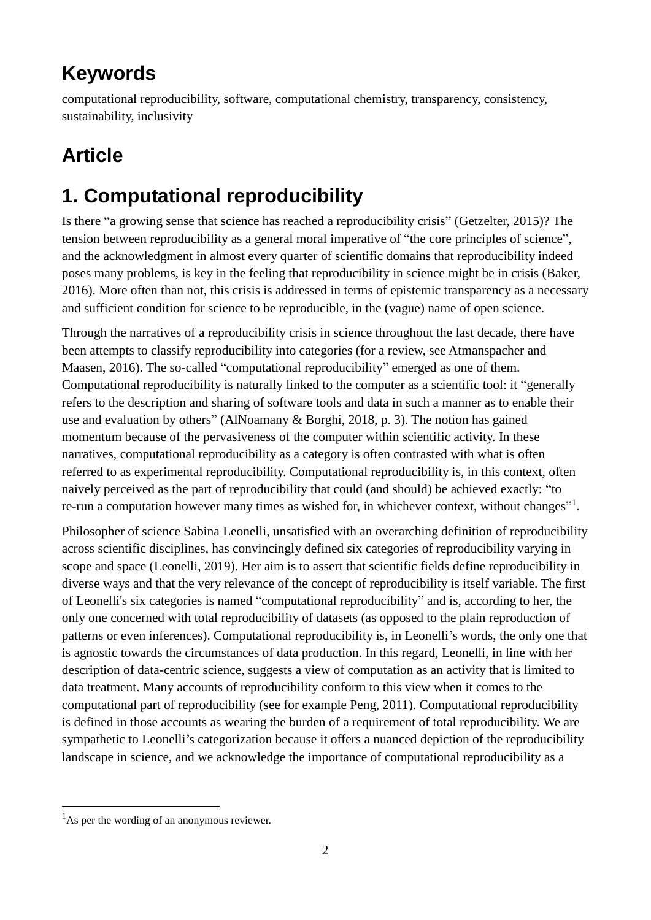## Keywords

computational reproducibility, software, computational chemistry, transparency, consistency, sustainability, inclusivity

## Article

# 1. Computational reproducibility

Is there “a growing sense that science has reached a reproducibility crisis” (Getzelter, 2015)? The tension between reproducibility as a general moral imperative of “the core principles of science”, and the acknowledgment in almost every quarter of scientific domains that reproducibility indeed poses many problems, is key in the feeling that reproducibility in science might be in crisis (Baker, 2016). More often than not, this crisis is addressed in terms of epistemic transparency as a necessary and sufficient condition for science to be reproducible, in the (vague) name of open science.

Through the narratives of a reproducibility crisis in science throughout the last decade, there have been attempts to classify reproducibility into categories (for a review, see Atmanspacher and Maasen, 2016). The so-called “computational reproducibility” emerged as one of them. Computational reproducibility is naturally linked to the computer as a scientific tool: it “generally refers to the description and sharing of software tools and data in such a manner as to enable their use and evaluation by others” (AlNoamany & Borghi, 2018, p. 3). The notion has gained momentum because of the pervasiveness of the computer within scientific activity. In these narratives, computational reproducibility as a category is often contrasted with what is often referred to as experimental reproducibility. Computational reproducibility is, in this context, often naively perceived as the part of reproducibility that could (and should) be achieved exactly: “to re-run a computation however many times as wished for, in whichever context, without changes”[1].

Philosopher of science Sabina Leonelli, unsatisfied with an overarching definition of reproducibility across scientific disciplines, has convincingly defined six categories of reproducibility varying in scope and space (Leonelli, 2019). Her aim is to assert that scientific fields define reproducibility in diverse ways and that the very relevance of the concept of reproducibility is itself variable. The first of Leonelli's six categories is named “computational reproducibility” and is, according to her, the only one concerned with total reproducibility of datasets (as opposed to the plain reproduction of patterns or even inferences). Computational reproducibility is, in Leonelli’s words, the only one that is agnostic towards the circumstances of data production. In this regard, Leonelli, in line with her description of data-centric science, suggests a view of computation as an activity that is limited to data treatment. Many accounts of reproducibility conform to this view when it comes to the computational part of reproducibility (see for example Peng, 2011). Computational reproducibility is defined in those accounts as wearing the burden of a requirement of total reproducibility. We are sympathetic to Leonelli’s categorization because it offers a nuanced depiction of the reproducibility landscape in science, and we acknowledge the importance of computational reproducibility as a

[1] As per the wording of an anonymous reviewer.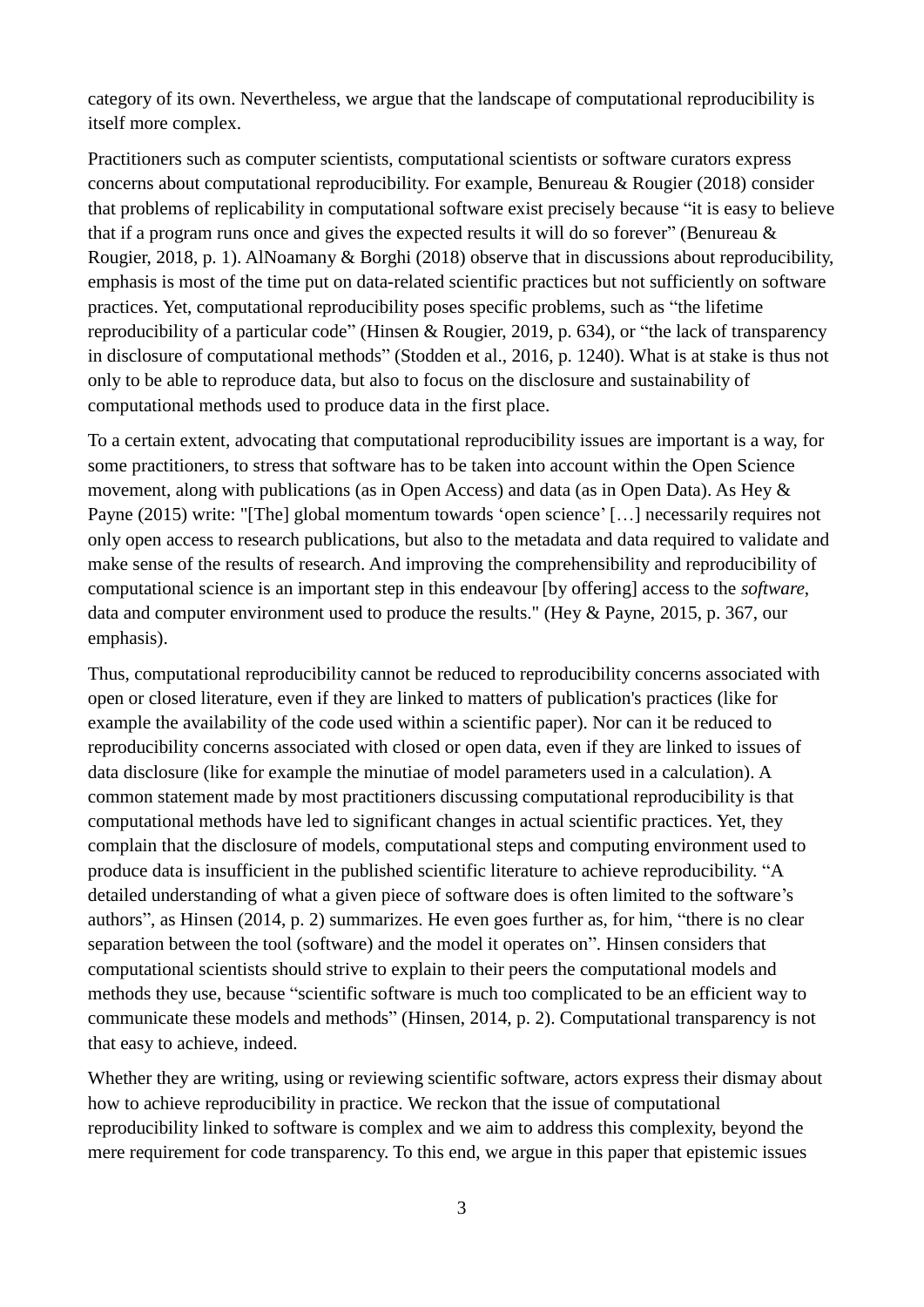category of its own. Nevertheless, we argue that the landscape of computational reproducibility is itself more complex.

Practitioners such as computer scientists, computational scientists or software curators express concerns about computational reproducibility. For example, Benureau & Rougier (2018) consider that problems of replicability in computational software exist precisely because "it is easy to believe that if a program runs once and gives the expected results it will do so forever" (Benureau & Rougier, 2018, p. 1). AlNoamany & Borghi (2018) observe that in discussions about reproducibility, emphasis is most of the time put on data-related scientific practices but not sufficiently on software practices. Yet, computational reproducibility poses specific problems, such as "the lifetime reproducibility of a particular code" (Hinsen & Rougier, 2019, p. 634), or "the lack of transparency in disclosure of computational methods" (Stodden et al., 2016, p. 1240). What is at stake is thus not only to be able to reproduce data, but also to focus on the disclosure and sustainability of computational methods used to produce data in the first place.

To a certain extent, advocating that computational reproducibility issues are important is a way, for some practitioners, to stress that software has to be taken into account within the Open Science movement, along with publications (as in Open Access) and data (as in Open Data). As Hey & Payne (2015) write: "[The] global momentum towards 'open science' […] necessarily requires not only open access to research publications, but also to the metadata and data required to validate and make sense of the results of research. And improving the comprehensibility and reproducibility of computational science is an important step in this endeavour [by offering] access to the *software*, data and computer environment used to produce the results." (Hey & Payne, 2015, p. 367, our emphasis).

Thus, computational reproducibility cannot be reduced to reproducibility concerns associated with open or closed literature, even if they are linked to matters of publication's practices (like for example the availability of the code used within a scientific paper). Nor can it be reduced to reproducibility concerns associated with closed or open data, even if they are linked to issues of data disclosure (like for example the minutiae of model parameters used in a calculation). A common statement made by most practitioners discussing computational reproducibility is that computational methods have led to significant changes in actual scientific practices. Yet, they complain that the disclosure of models, computational steps and computing environment used to produce data is insufficient in the published scientific literature to achieve reproducibility. "A detailed understanding of what a given piece of software does is often limited to the software's authors", as Hinsen (2014, p. 2) summarizes. He even goes further as, for him, "there is no clear separation between the tool (software) and the model it operates on". Hinsen considers that computational scientists should strive to explain to their peers the computational models and methods they use, because "scientific software is much too complicated to be an efficient way to communicate these models and methods" (Hinsen, 2014, p. 2). Computational transparency is not that easy to achieve, indeed.

Whether they are writing, using or reviewing scientific software, actors express their dismay about how to achieve reproducibility in practice. We reckon that the issue of computational reproducibility linked to software is complex and we aim to address this complexity, beyond the mere requirement for code transparency. To this end, we argue in this paper that epistemic issues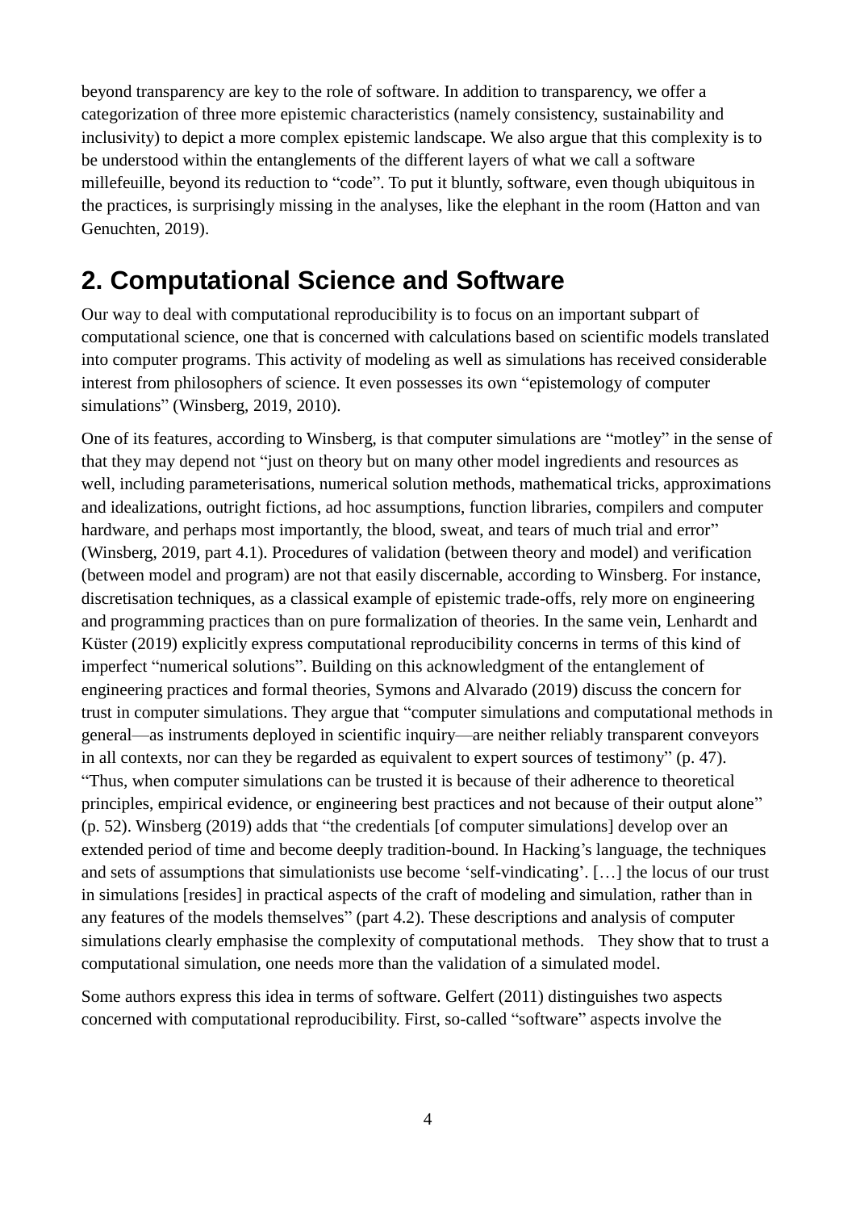beyond transparency are key to the role of software. In addition to transparency, we offer a categorization of three more epistemic characteristics (namely consistency, sustainability and inclusivity) to depict a more complex epistemic landscape. We also argue that this complexity is to be understood within the entanglements of the different layers of what we call a software millefeuille, beyond its reduction to “code”. To put it bluntly, software, even though ubiquitous in the practices, is surprisingly missing in the analyses, like the elephant in the room (Hatton and van Genuchten, 2019).

## 2. Computational Science and Software

Our way to deal with computational reproducibility is to focus on an important subpart of computational science, one that is concerned with calculations based on scientific models translated into computer programs. This activity of modeling as well as simulations has received considerable interest from philosophers of science. It even possesses its own “epistemology of computer simulations” (Winsberg, 2019, 2010).

One of its features, according to Winsberg, is that computer simulations are “motley” in the sense of that they may depend not “just on theory but on many other model ingredients and resources as well, including parameterisations, numerical solution methods, mathematical tricks, approximations and idealizations, outright fictions, ad hoc assumptions, function libraries, compilers and computer hardware, and perhaps most importantly, the blood, sweat, and tears of much trial and error” (Winsberg, 2019, part 4.1). Procedures of validation (between theory and model) and verification (between model and program) are not that easily discernable, according to Winsberg. For instance, discretisation techniques, as a classical example of epistemic trade-offs, rely more on engineering and programming practices than on pure formalization of theories. In the same vein, Lenhardt and Küster (2019) explicitly express computational reproducibility concerns in terms of this kind of imperfect “numerical solutions”. Building on this acknowledgment of the entanglement of engineering practices and formal theories, Symons and Alvarado (2019) discuss the concern for trust in computer simulations. They argue that “computer simulations and computational methods in general—as instruments deployed in scientific inquiry—are neither reliably transparent conveyors in all contexts, nor can they be regarded as equivalent to expert sources of testimony” (p. 47). “Thus, when computer simulations can be trusted it is because of their adherence to theoretical principles, empirical evidence, or engineering best practices and not because of their output alone” (p. 52). Winsberg (2019) adds that “the credentials [of computer simulations] develop over an extended period of time and become deeply tradition-bound. In Hacking’s language, the techniques and sets of assumptions that simulationists use become ‘self-vindicating’. […] the locus of our trust in simulations [resides] in practical aspects of the craft of modeling and simulation, rather than in any features of the models themselves” (part 4.2). These descriptions and analysis of computer simulations clearly emphasise the complexity of computational methods. They show that to trust a computational simulation, one needs more than the validation of a simulated model.

Some authors express this idea in terms of software. Gelfert (2011) distinguishes two aspects concerned with computational reproducibility. First, so-called “software” aspects involve the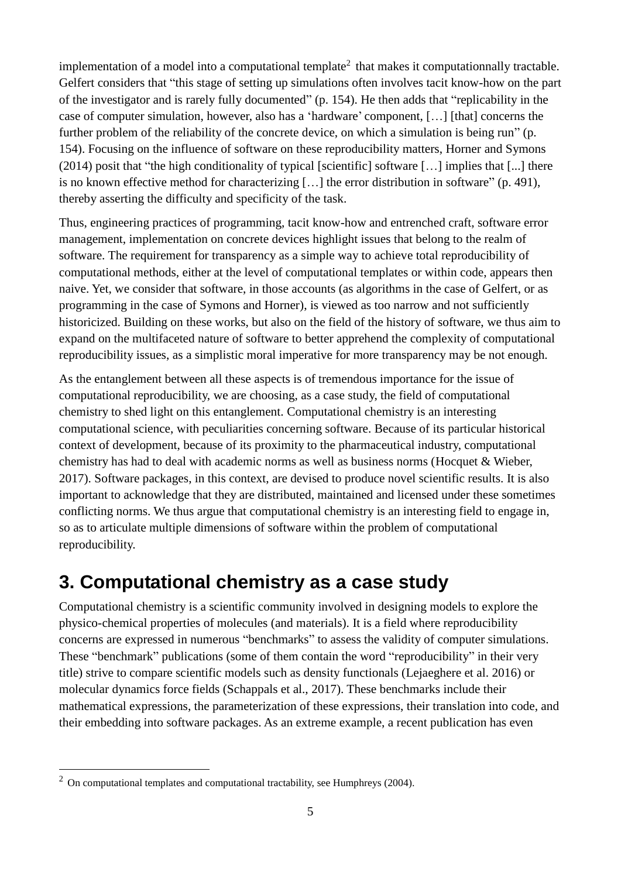implementation of a model into a computational template[2] that makes it computationnally tractable. Gelfert considers that "this stage of setting up simulations often involves tacit know-how on the part of the investigator and is rarely fully documented" (p. 154). He then adds that "replicability in the case of computer simulation, however, also has a 'hardware' component, […] [that] concerns the further problem of the reliability of the concrete device, on which a simulation is being run" (p. 154). Focusing on the influence of software on these reproducibility matters, Horner and Symons (2014) posit that "the high conditionality of typical [scientific] software […] implies that [...] there is no known effective method for characterizing […] the error distribution in software" (p. 491), thereby asserting the difficulty and specificity of the task.

Thus, engineering practices of programming, tacit know-how and entrenched craft, software error management, implementation on concrete devices highlight issues that belong to the realm of software. The requirement for transparency as a simple way to achieve total reproducibility of computational methods, either at the level of computational templates or within code, appears then naive. Yet, we consider that software, in those accounts (as algorithms in the case of Gelfert, or as programming in the case of Symons and Horner), is viewed as too narrow and not sufficiently historicized. Building on these works, but also on the field of the history of software, we thus aim to expand on the multifaceted nature of software to better apprehend the complexity of computational reproducibility issues, as a simplistic moral imperative for more transparency may be not enough.

As the entanglement between all these aspects is of tremendous importance for the issue of computational reproducibility, we are choosing, as a case study, the field of computational chemistry to shed light on this entanglement. Computational chemistry is an interesting computational science, with peculiarities concerning software. Because of its particular historical context of development, because of its proximity to the pharmaceutical industry, computational chemistry has had to deal with academic norms as well as business norms (Hocquet & Wieber, 2017). Software packages, in this context, are devised to produce novel scientific results. It is also important to acknowledge that they are distributed, maintained and licensed under these sometimes conflicting norms. We thus argue that computational chemistry is an interesting field to engage in, so as to articulate multiple dimensions of software within the problem of computational reproducibility.

## 3. Computational chemistry as a case study

Computational chemistry is a scientific community involved in designing models to explore the physico-chemical properties of molecules (and materials). It is a field where reproducibility concerns are expressed in numerous "benchmarks" to assess the validity of computer simulations. These "benchmark" publications (some of them contain the word "reproducibility" in their very title) strive to compare scientific models such as density functionals (Lejaeghere et al. 2016) or molecular dynamics force fields (Schappals et al., 2017). These benchmarks include their mathematical expressions, the parameterization of these expressions, their translation into code, and their embedding into software packages. As an extreme example, a recent publication has even

[2] On computational templates and computational tractability, see Humphreys (2004).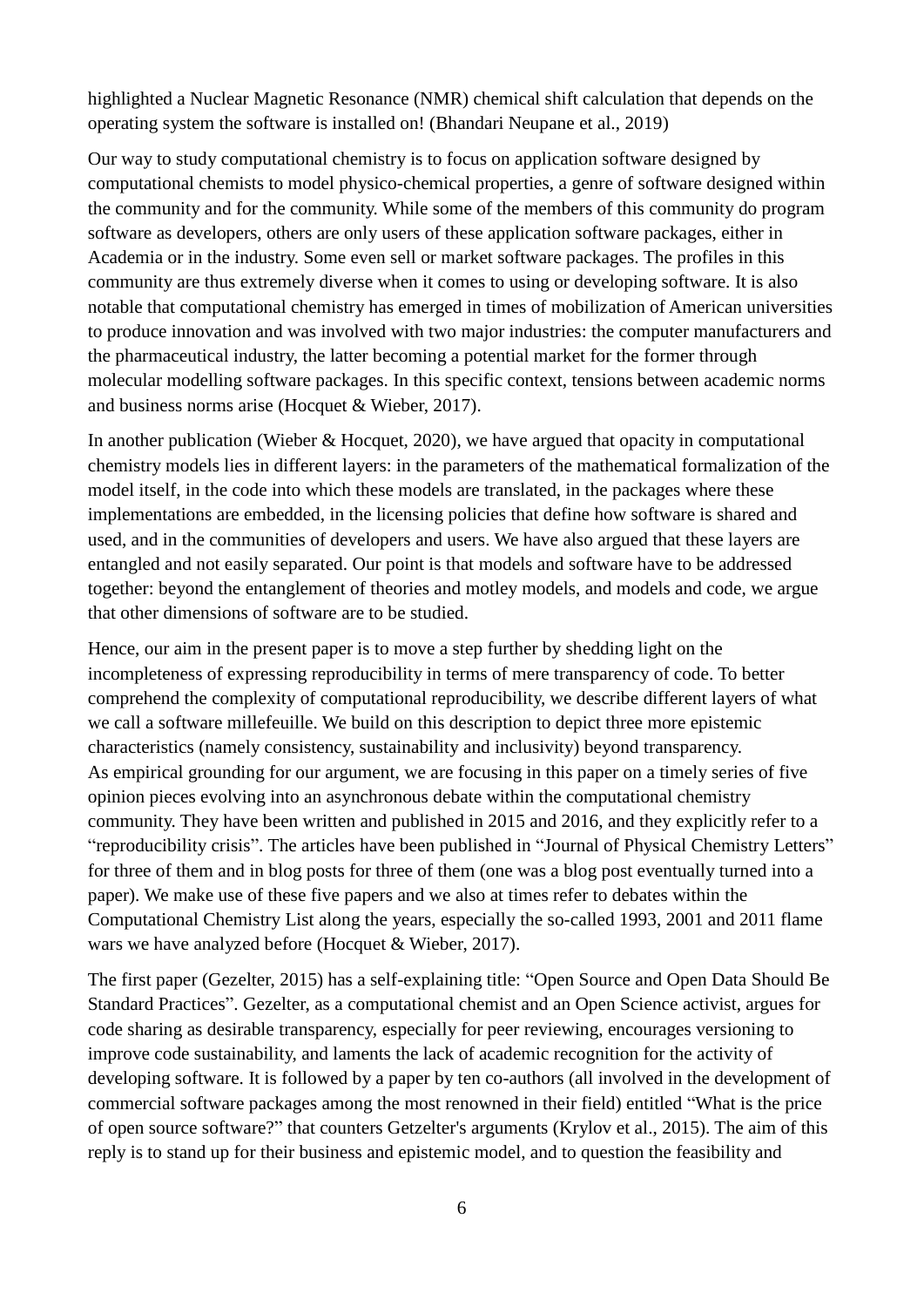highlighted a Nuclear Magnetic Resonance (NMR) chemical shift calculation that depends on the operating system the software is installed on! (Bhandari Neupane et al., 2019)

Our way to study computational chemistry is to focus on application software designed by computational chemists to model physico-chemical properties, a genre of software designed within the community and for the community. While some of the members of this community do program software as developers, others are only users of these application software packages, either in Academia or in the industry. Some even sell or market software packages. The profiles in this community are thus extremely diverse when it comes to using or developing software. It is also notable that computational chemistry has emerged in times of mobilization of American universities to produce innovation and was involved with two major industries: the computer manufacturers and the pharmaceutical industry, the latter becoming a potential market for the former through molecular modelling software packages. In this specific context, tensions between academic norms and business norms arise (Hocquet & Wieber, 2017).

In another publication (Wieber & Hocquet, 2020), we have argued that opacity in computational chemistry models lies in different layers: in the parameters of the mathematical formalization of the model itself, in the code into which these models are translated, in the packages where these implementations are embedded, in the licensing policies that define how software is shared and used, and in the communities of developers and users. We have also argued that these layers are entangled and not easily separated. Our point is that models and software have to be addressed together: beyond the entanglement of theories and motley models, and models and code, we argue that other dimensions of software are to be studied.

Hence, our aim in the present paper is to move a step further by shedding light on the incompleteness of expressing reproducibility in terms of mere transparency of code. To better comprehend the complexity of computational reproducibility, we describe different layers of what we call a software millefeuille. We build on this description to depict three more epistemic characteristics (namely consistency, sustainability and inclusivity) beyond transparency.
As empirical grounding for our argument, we are focusing in this paper on a timely series of five opinion pieces evolving into an asynchronous debate within the computational chemistry community. They have been written and published in 2015 and 2016, and they explicitly refer to a "reproducibility crisis". The articles have been published in "Journal of Physical Chemistry Letters" for three of them and in blog posts for three of them (one was a blog post eventually turned into a paper). We make use of these five papers and we also at times refer to debates within the Computational Chemistry List along the years, especially the so-called 1993, 2001 and 2011 flame wars we have analyzed before (Hocquet & Wieber, 2017).

The first paper (Gezelter, 2015) has a self-explaining title: "Open Source and Open Data Should Be Standard Practices". Gezelter, as a computational chemist and an Open Science activist, argues for code sharing as desirable transparency, especially for peer reviewing, encourages versioning to improve code sustainability, and laments the lack of academic recognition for the activity of developing software. It is followed by a paper by ten co-authors (all involved in the development of commercial software packages among the most renowned in their field) entitled "What is the price of open source software?" that counters Getzelter's arguments (Krylov et al., 2015). The aim of this reply is to stand up for their business and epistemic model, and to question the feasibility and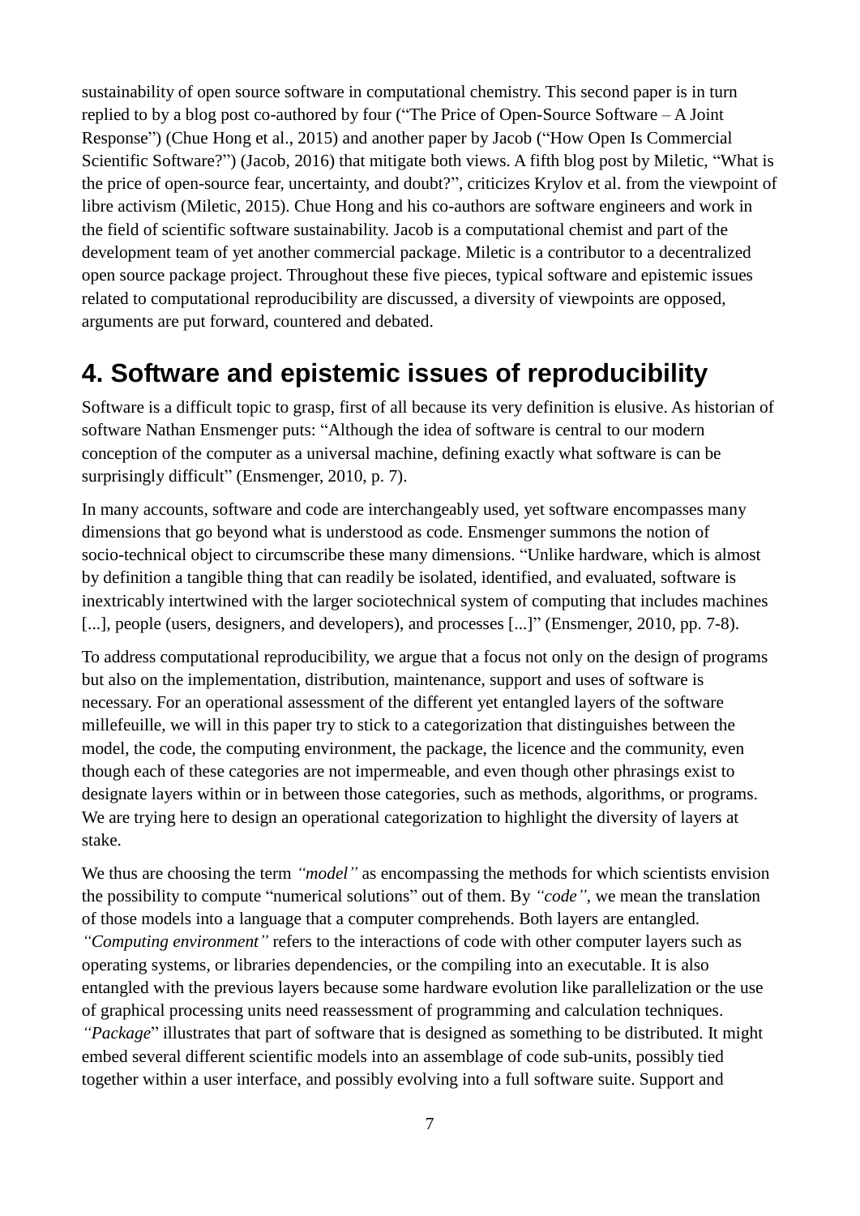sustainability of open source software in computational chemistry. This second paper is in turn replied to by a blog post co-authored by four ("The Price of Open-Source Software – A Joint Response") (Chue Hong et al., 2015) and another paper by Jacob ("How Open Is Commercial Scientific Software?") (Jacob, 2016) that mitigate both views. A fifth blog post by Miletic, "What is the price of open-source fear, uncertainty, and doubt?", criticizes Krylov et al. from the viewpoint of libre activism (Miletic, 2015). Chue Hong and his co-authors are software engineers and work in the field of scientific software sustainability. Jacob is a computational chemist and part of the development team of yet another commercial package. Miletic is a contributor to a decentralized open source package project. Throughout these five pieces, typical software and epistemic issues related to computational reproducibility are discussed, a diversity of viewpoints are opposed, arguments are put forward, countered and debated.

## 4. Software and epistemic issues of reproducibility

Software is a difficult topic to grasp, first of all because its very definition is elusive. As historian of software Nathan Ensmenger puts: "Although the idea of software is central to our modern conception of the computer as a universal machine, defining exactly what software is can be surprisingly difficult" (Ensmenger, 2010, p. 7).

In many accounts, software and code are interchangeably used, yet software encompasses many dimensions that go beyond what is understood as code. Ensmenger summons the notion of socio-technical object to circumscribe these many dimensions. "Unlike hardware, which is almost by definition a tangible thing that can readily be isolated, identified, and evaluated, software is inextricably intertwined with the larger sociotechnical system of computing that includes machines [...], people (users, designers, and developers), and processes [...]" (Ensmenger, 2010, pp. 7-8).

To address computational reproducibility, we argue that a focus not only on the design of programs but also on the implementation, distribution, maintenance, support and uses of software is necessary. For an operational assessment of the different yet entangled layers of the software millefeuille, we will in this paper try to stick to a categorization that distinguishes between the model, the code, the computing environment, the package, the licence and the community, even though each of these categories are not impermeable, and even though other phrasings exist to designate layers within or in between those categories, such as methods, algorithms, or programs. We are trying here to design an operational categorization to highlight the diversity of layers at stake.

We thus are choosing the term *"model"* as encompassing the methods for which scientists envision the possibility to compute "numerical solutions" out of them. By *"code"*, we mean the translation of those models into a language that a computer comprehends. Both layers are entangled. *"Computing environment"* refers to the interactions of code with other computer layers such as operating systems, or libraries dependencies, or the compiling into an executable. It is also entangled with the previous layers because some hardware evolution like parallelization or the use of graphical processing units need reassessment of programming and calculation techniques. *"Package*" illustrates that part of software that is designed as something to be distributed. It might embed several different scientific models into an assemblage of code sub-units, possibly tied together within a user interface, and possibly evolving into a full software suite. Support and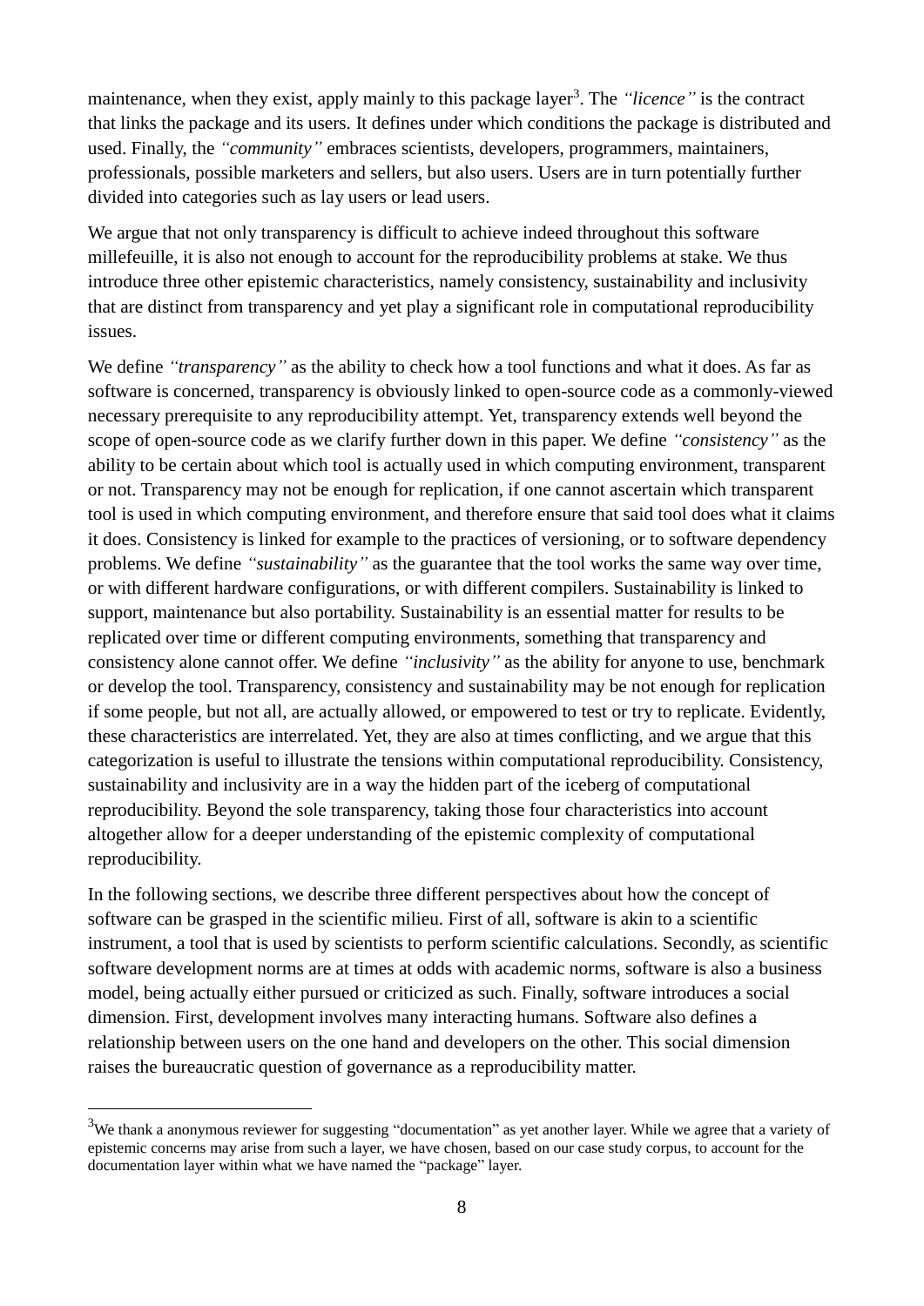maintenance, when they exist, apply mainly to this package layer[3]. The *"licence"* is the contract that links the package and its users. It defines under which conditions the package is distributed and used. Finally, the *"community"* embraces scientists, developers, programmers, maintainers, professionals, possible marketers and sellers, but also users. Users are in turn potentially further divided into categories such as lay users or lead users.

We argue that not only transparency is difficult to achieve indeed throughout this software millefeuille, it is also not enough to account for the reproducibility problems at stake. We thus introduce three other epistemic characteristics, namely consistency, sustainability and inclusivity that are distinct from transparency and yet play a significant role in computational reproducibility issues.

We define *"transparency"* as the ability to check how a tool functions and what it does. As far as software is concerned, transparency is obviously linked to open-source code as a commonly-viewed necessary prerequisite to any reproducibility attempt. Yet, transparency extends well beyond the scope of open-source code as we clarify further down in this paper. We define *"consistency"* as the ability to be certain about which tool is actually used in which computing environment, transparent or not. Transparency may not be enough for replication, if one cannot ascertain which transparent tool is used in which computing environment, and therefore ensure that said tool does what it claims it does. Consistency is linked for example to the practices of versioning, or to software dependency problems. We define *"sustainability"* as the guarantee that the tool works the same way over time, or with different hardware configurations, or with different compilers. Sustainability is linked to support, maintenance but also portability. Sustainability is an essential matter for results to be replicated over time or different computing environments, something that transparency and consistency alone cannot offer. We define *"inclusivity"* as the ability for anyone to use, benchmark or develop the tool. Transparency, consistency and sustainability may be not enough for replication if some people, but not all, are actually allowed, or empowered to test or try to replicate. Evidently, these characteristics are interrelated. Yet, they are also at times conflicting, and we argue that this categorization is useful to illustrate the tensions within computational reproducibility. Consistency, sustainability and inclusivity are in a way the hidden part of the iceberg of computational reproducibility. Beyond the sole transparency, taking those four characteristics into account altogether allow for a deeper understanding of the epistemic complexity of computational reproducibility.

In the following sections, we describe three different perspectives about how the concept of software can be grasped in the scientific milieu. First of all, software is akin to a scientific instrument, a tool that is used by scientists to perform scientific calculations. Secondly, as scientific software development norms are at times at odds with academic norms, software is also a business model, being actually either pursued or criticized as such. Finally, software introduces a social dimension. First, development involves many interacting humans. Software also defines a relationship between users on the one hand and developers on the other. This social dimension raises the bureaucratic question of governance as a reproducibility matter.

---

[3] We thank a anonymous reviewer for suggesting "documentation" as yet another layer. While we agree that a variety of epistemic concerns may arise from such a layer, we have chosen, based on our case study corpus, to account for the documentation layer within what we have named the "package" layer.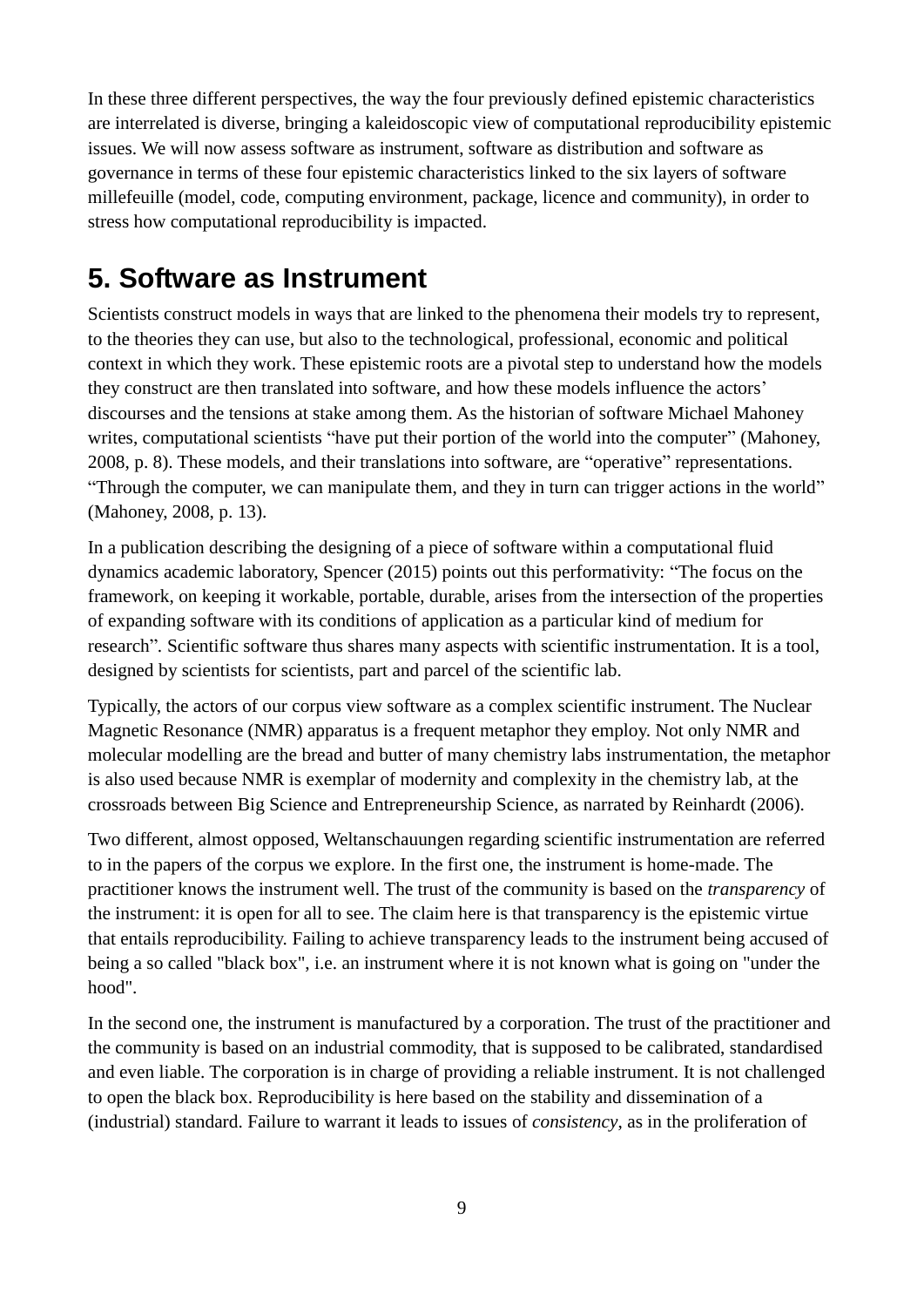In these three different perspectives, the way the four previously defined epistemic characteristics are interrelated is diverse, bringing a kaleidoscopic view of computational reproducibility epistemic issues. We will now assess software as instrument, software as distribution and software as governance in terms of these four epistemic characteristics linked to the six layers of software millefeuille (model, code, computing environment, package, licence and community), in order to stress how computational reproducibility is impacted.

# 5. Software as Instrument

Scientists construct models in ways that are linked to the phenomena their models try to represent, to the theories they can use, but also to the technological, professional, economic and political context in which they work. These epistemic roots are a pivotal step to understand how the models they construct are then translated into software, and how these models influence the actors' discourses and the tensions at stake among them. As the historian of software Michael Mahoney writes, computational scientists "have put their portion of the world into the computer" (Mahoney, 2008, p. 8). These models, and their translations into software, are "operative" representations. "Through the computer, we can manipulate them, and they in turn can trigger actions in the world" (Mahoney, 2008, p. 13).

In a publication describing the designing of a piece of software within a computational fluid dynamics academic laboratory, Spencer (2015) points out this performativity: "The focus on the framework, on keeping it workable, portable, durable, arises from the intersection of the properties of expanding software with its conditions of application as a particular kind of medium for research". Scientific software thus shares many aspects with scientific instrumentation. It is a tool, designed by scientists for scientists, part and parcel of the scientific lab.

Typically, the actors of our corpus view software as a complex scientific instrument. The Nuclear Magnetic Resonance (NMR) apparatus is a frequent metaphor they employ. Not only NMR and molecular modelling are the bread and butter of many chemistry labs instrumentation, the metaphor is also used because NMR is exemplar of modernity and complexity in the chemistry lab, at the crossroads between Big Science and Entrepreneurship Science, as narrated by Reinhardt (2006).

Two different, almost opposed, Weltanschauungen regarding scientific instrumentation are referred to in the papers of the corpus we explore. In the first one, the instrument is home-made. The practitioner knows the instrument well. The trust of the community is based on the *transparency* of the instrument: it is open for all to see. The claim here is that transparency is the epistemic virtue that entails reproducibility. Failing to achieve transparency leads to the instrument being accused of being a so called "black box", i.e. an instrument where it is not known what is going on "under the hood".

In the second one, the instrument is manufactured by a corporation. The trust of the practitioner and the community is based on an industrial commodity, that is supposed to be calibrated, standardised and even liable. The corporation is in charge of providing a reliable instrument. It is not challenged to open the black box. Reproducibility is here based on the stability and dissemination of a (industrial) standard. Failure to warrant it leads to issues of *consistency*, as in the proliferation of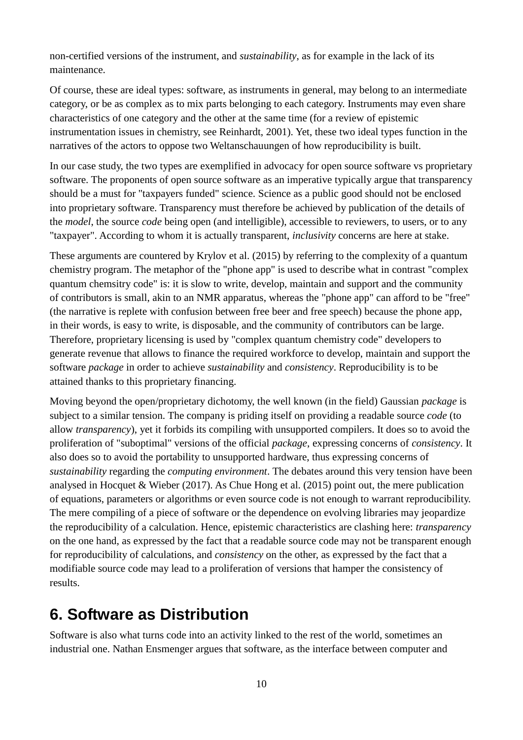non-certified versions of the instrument, and *sustainability*, as for example in the lack of its maintenance.

Of course, these are ideal types: software, as instruments in general, may belong to an intermediate category, or be as complex as to mix parts belonging to each category. Instruments may even share characteristics of one category and the other at the same time (for a review of epistemic instrumentation issues in chemistry, see Reinhardt, 2001). Yet, these two ideal types function in the narratives of the actors to oppose two Weltanschauungen of how reproducibility is built.

In our case study, the two types are exemplified in advocacy for open source software vs proprietary software. The proponents of open source software as an imperative typically argue that transparency should be a must for "taxpayers funded" science. Science as a public good should not be enclosed into proprietary software. Transparency must therefore be achieved by publication of the details of the *model*, the source *code* being open (and intelligible), accessible to reviewers, to users, or to any "taxpayer". According to whom it is actually transparent, *inclusivity* concerns are here at stake.

These arguments are countered by Krylov et al. (2015) by referring to the complexity of a quantum chemistry program. The metaphor of the "phone app" is used to describe what in contrast "complex quantum chemsitry code" is: it is slow to write, develop, maintain and support and the community of contributors is small, akin to an NMR apparatus, whereas the "phone app" can afford to be "free" (the narrative is replete with confusion between free beer and free speech) because the phone app, in their words, is easy to write, is disposable, and the community of contributors can be large. Therefore, proprietary licensing is used by "complex quantum chemistry code" developers to generate revenue that allows to finance the required workforce to develop, maintain and support the software *package* in order to achieve *sustainability* and *consistency*. Reproducibility is to be attained thanks to this proprietary financing.

Moving beyond the open/proprietary dichotomy, the well known (in the field) Gaussian *package* is subject to a similar tension. The company is priding itself on providing a readable source *code* (to allow *transparency*), yet it forbids its compiling with unsupported compilers. It does so to avoid the proliferation of "suboptimal" versions of the official *package*, expressing concerns of *consistency*. It also does so to avoid the portability to unsupported hardware, thus expressing concerns of *sustainability* regarding the *computing environment*. The debates around this very tension have been analysed in Hocquet & Wieber (2017). As Chue Hong et al. (2015) point out, the mere publication of equations, parameters or algorithms or even source code is not enough to warrant reproducibility. The mere compiling of a piece of software or the dependence on evolving libraries may jeopardize the reproducibility of a calculation. Hence, epistemic characteristics are clashing here: *transparency* on the one hand, as expressed by the fact that a readable source code may not be transparent enough for reproducibility of calculations, and *consistency* on the other, as expressed by the fact that a modifiable source code may lead to a proliferation of versions that hamper the consistency of results.

## 6. Software as Distribution

Software is also what turns code into an activity linked to the rest of the world, sometimes an industrial one. Nathan Ensmenger argues that software, as the interface between computer and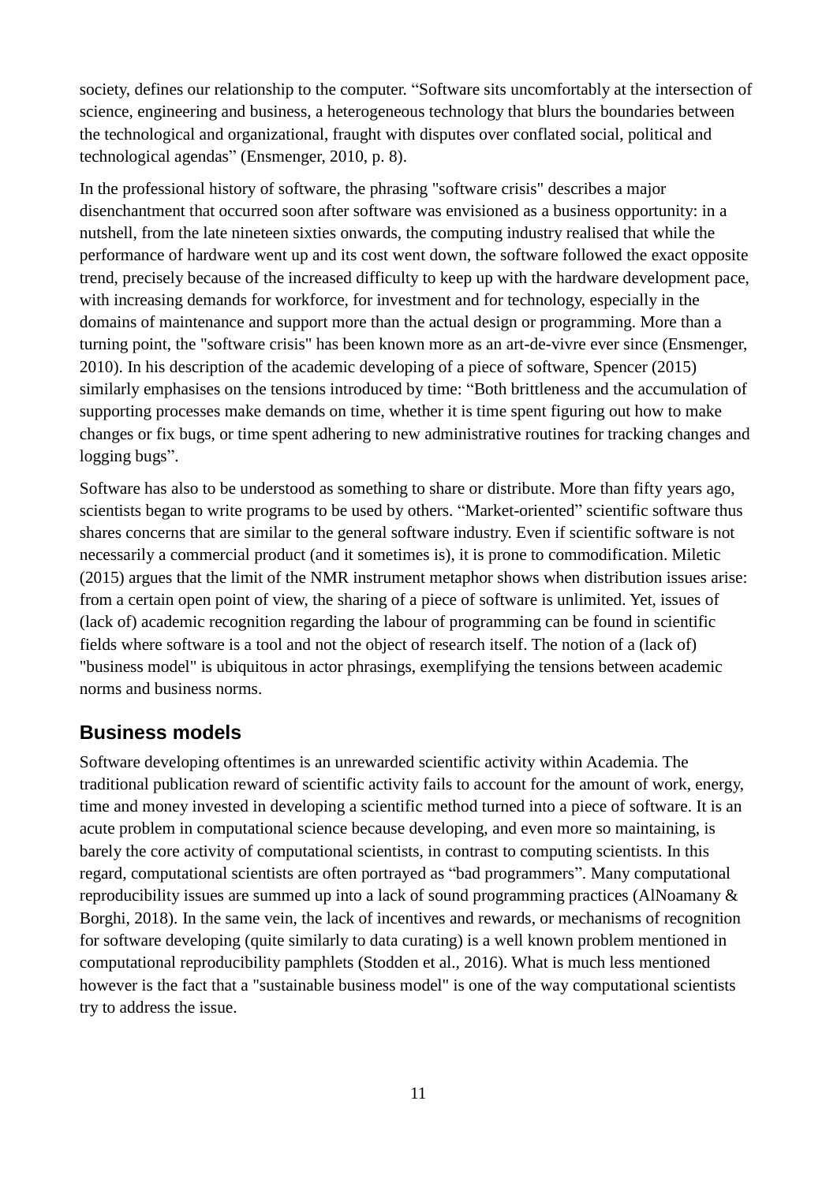society, defines our relationship to the computer. “Software sits uncomfortably at the intersection of science, engineering and business, a heterogeneous technology that blurs the boundaries between the technological and organizational, fraught with disputes over conflated social, political and technological agendas” (Ensmenger, 2010, p. 8).

In the professional history of software, the phrasing "software crisis" describes a major disenchantment that occurred soon after software was envisioned as a business opportunity: in a nutshell, from the late nineteen sixties onwards, the computing industry realised that while the performance of hardware went up and its cost went down, the software followed the exact opposite trend, precisely because of the increased difficulty to keep up with the hardware development pace, with increasing demands for workforce, for investment and for technology, especially in the domains of maintenance and support more than the actual design or programming. More than a turning point, the "software crisis" has been known more as an art-de-vivre ever since (Ensmenger, 2010). In his description of the academic developing of a piece of software, Spencer (2015) similarly emphasises on the tensions introduced by time: “Both brittleness and the accumulation of supporting processes make demands on time, whether it is time spent figuring out how to make changes or fix bugs, or time spent adhering to new administrative routines for tracking changes and logging bugs”.

Software has also to be understood as something to share or distribute. More than fifty years ago, scientists began to write programs to be used by others. “Market-oriented” scientific software thus shares concerns that are similar to the general software industry. Even if scientific software is not necessarily a commercial product (and it sometimes is), it is prone to commodification. Miletic (2015) argues that the limit of the NMR instrument metaphor shows when distribution issues arise: from a certain open point of view, the sharing of a piece of software is unlimited. Yet, issues of (lack of) academic recognition regarding the labour of programming can be found in scientific fields where software is a tool and not the object of research itself. The notion of a (lack of) "business model" is ubiquitous in actor phrasings, exemplifying the tensions between academic norms and business norms.

## Business models

Software developing oftentimes is an unrewarded scientific activity within Academia. The traditional publication reward of scientific activity fails to account for the amount of work, energy, time and money invested in developing a scientific method turned into a piece of software. It is an acute problem in computational science because developing, and even more so maintaining, is barely the core activity of computational scientists, in contrast to computing scientists. In this regard, computational scientists are often portrayed as “bad programmers”. Many computational reproducibility issues are summed up into a lack of sound programming practices (AlNoamany & Borghi, 2018). In the same vein, the lack of incentives and rewards, or mechanisms of recognition for software developing (quite similarly to data curating) is a well known problem mentioned in computational reproducibility pamphlets (Stodden et al., 2016). What is much less mentioned however is the fact that a "sustainable business model" is one of the way computational scientists try to address the issue.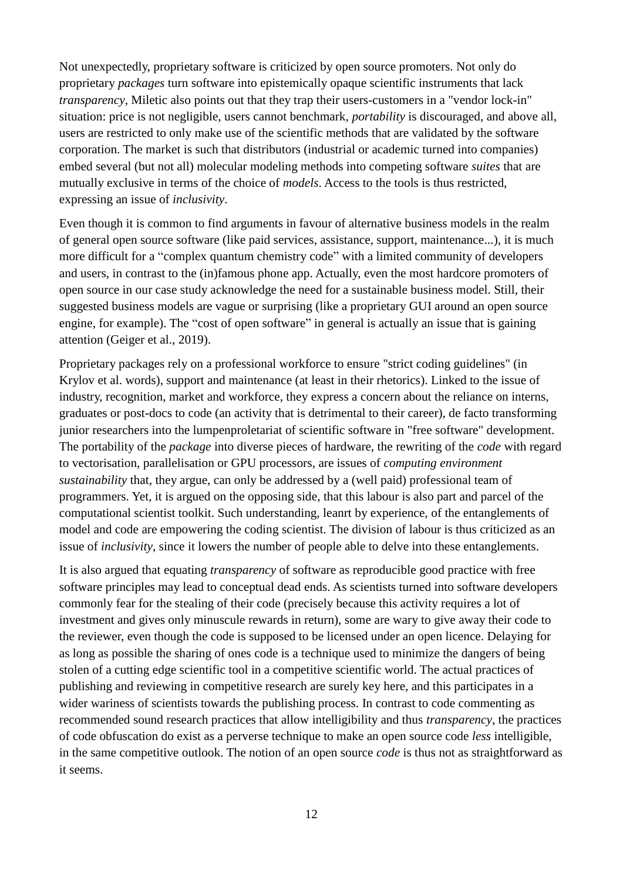Not unexpectedly, proprietary software is criticized by open source promoters. Not only do proprietary *packages* turn software into epistemically opaque scientific instruments that lack *transparency*, Miletic also points out that they trap their users-customers in a "vendor lock-in" situation: price is not negligible, users cannot benchmark, *portability* is discouraged, and above all, users are restricted to only make use of the scientific methods that are validated by the software corporation. The market is such that distributors (industrial or academic turned into companies) embed several (but not all) molecular modeling methods into competing software *suites* that are mutually exclusive in terms of the choice of *models*. Access to the tools is thus restricted, expressing an issue of *inclusivity*.

Even though it is common to find arguments in favour of alternative business models in the realm of general open source software (like paid services, assistance, support, maintenance...), it is much more difficult for a "complex quantum chemistry code" with a limited community of developers and users, in contrast to the (in)famous phone app. Actually, even the most hardcore promoters of open source in our case study acknowledge the need for a sustainable business model. Still, their suggested business models are vague or surprising (like a proprietary GUI around an open source engine, for example). The "cost of open software" in general is actually an issue that is gaining attention (Geiger et al., 2019).

Proprietary packages rely on a professional workforce to ensure "strict coding guidelines" (in Krylov et al. words), support and maintenance (at least in their rhetorics). Linked to the issue of industry, recognition, market and workforce, they express a concern about the reliance on interns, graduates or post-docs to code (an activity that is detrimental to their career), de facto transforming junior researchers into the lumpenproletariat of scientific software in "free software" development. The portability of the *package* into diverse pieces of hardware, the rewriting of the *code* with regard to vectorisation, parallelisation or GPU processors, are issues of *computing environment sustainability* that, they argue, can only be addressed by a (well paid) professional team of programmers. Yet, it is argued on the opposing side, that this labour is also part and parcel of the computational scientist toolkit. Such understanding, leanrt by experience, of the entanglements of model and code are empowering the coding scientist. The division of labour is thus criticized as an issue of *inclusivity*, since it lowers the number of people able to delve into these entanglements.

It is also argued that equating *transparency* of software as reproducible good practice with free software principles may lead to conceptual dead ends. As scientists turned into software developers commonly fear for the stealing of their code (precisely because this activity requires a lot of investment and gives only minuscule rewards in return), some are wary to give away their code to the reviewer, even though the code is supposed to be licensed under an open licence. Delaying for as long as possible the sharing of ones code is a technique used to minimize the dangers of being stolen of a cutting edge scientific tool in a competitive scientific world. The actual practices of publishing and reviewing in competitive research are surely key here, and this participates in a wider wariness of scientists towards the publishing process. In contrast to code commenting as recommended sound research practices that allow intelligibility and thus *transparency*, the practices of code obfuscation do exist as a perverse technique to make an open source code *less* intelligible, in the same competitive outlook. The notion of an open source *code* is thus not as straightforward as it seems.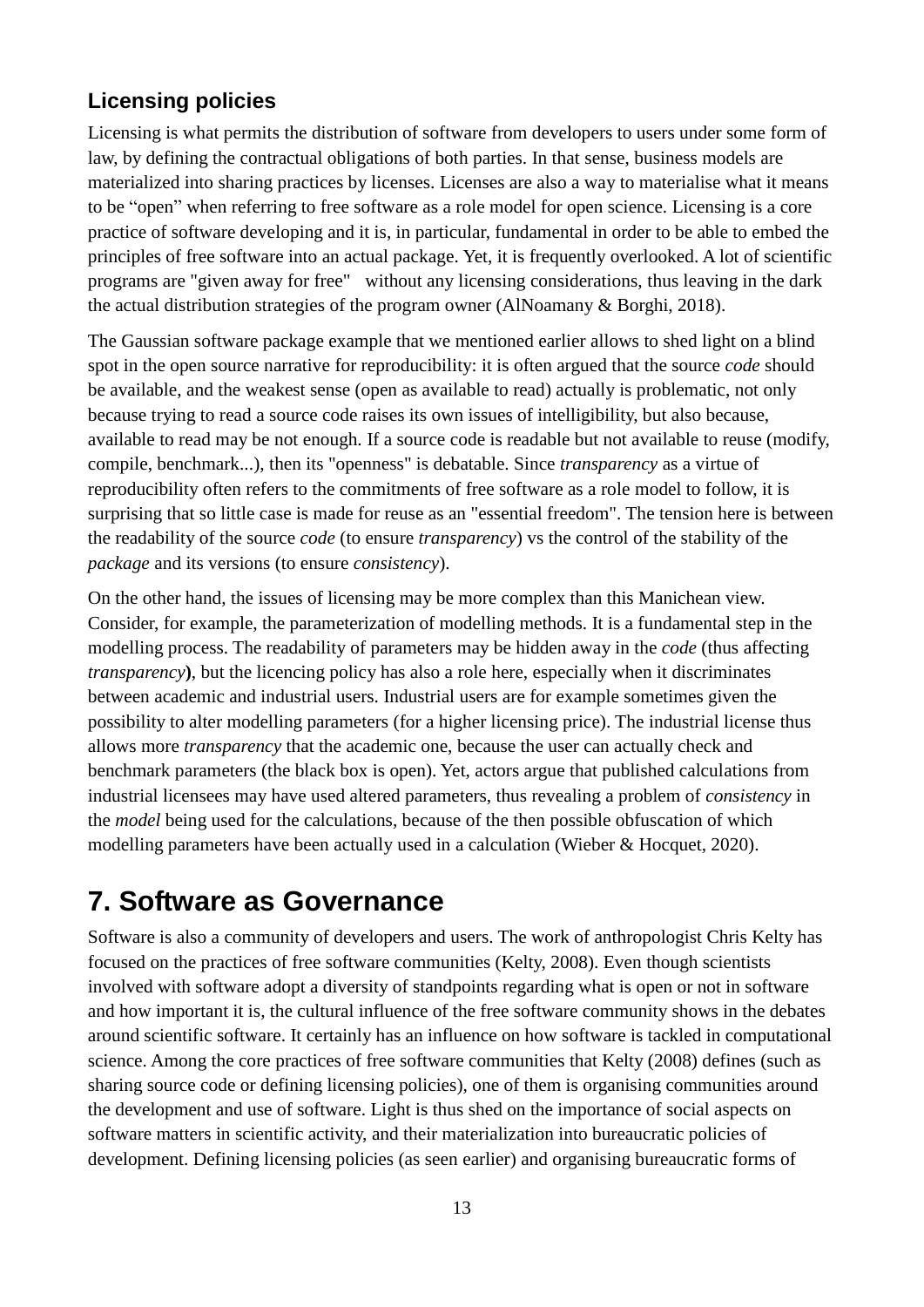### Licensing policies

Licensing is what permits the distribution of software from developers to users under some form of law, by defining the contractual obligations of both parties. In that sense, business models are materialized into sharing practices by licenses. Licenses are also a way to materialise what it means to be “open” when referring to free software as a role model for open science. Licensing is a core practice of software developing and it is, in particular, fundamental in order to be able to embed the principles of free software into an actual package. Yet, it is frequently overlooked. A lot of scientific programs are "given away for free" without any licensing considerations, thus leaving in the dark the actual distribution strategies of the program owner (AlNoamany & Borghi, 2018).

The Gaussian software package example that we mentioned earlier allows to shed light on a blind spot in the open source narrative for reproducibility: it is often argued that the source *code* should be available, and the weakest sense (open as available to read) actually is problematic, not only because trying to read a source code raises its own issues of intelligibility, but also because, available to read may be not enough. If a source code is readable but not available to reuse (modify, compile, benchmark...), then its "openness" is debatable. Since *transparency* as a virtue of reproducibility often refers to the commitments of free software as a role model to follow, it is surprising that so little case is made for reuse as an "essential freedom". The tension here is between the readability of the source *code* (to ensure *transparency*) vs the control of the stability of the *package* and its versions (to ensure *consistency*).

On the other hand, the issues of licensing may be more complex than this Manichean view. Consider, for example, the parameterization of modelling methods. It is a fundamental step in the modelling process. The readability of parameters may be hidden away in the *code* (thus affecting *transparency*), but the licencing policy has also a role here, especially when it discriminates between academic and industrial users. Industrial users are for example sometimes given the possibility to alter modelling parameters (for a higher licensing price). The industrial license thus allows more *transparency* that the academic one, because the user can actually check and benchmark parameters (the black box is open). Yet, actors argue that published calculations from industrial licensees may have used altered parameters, thus revealing a problem of *consistency* in the *model* being used for the calculations, because of the then possible obfuscation of which modelling parameters have been actually used in a calculation (Wieber & Hocquet, 2020).

## 7. Software as Governance

Software is also a community of developers and users. The work of anthropologist Chris Kelty has focused on the practices of free software communities (Kelty, 2008). Even though scientists involved with software adopt a diversity of standpoints regarding what is open or not in software and how important it is, the cultural influence of the free software community shows in the debates around scientific software. It certainly has an influence on how software is tackled in computational science. Among the core practices of free software communities that Kelty (2008) defines (such as sharing source code or defining licensing policies), one of them is organising communities around the development and use of software. Light is thus shed on the importance of social aspects on software matters in scientific activity, and their materialization into bureaucratic policies of development. Defining licensing policies (as seen earlier) and organising bureaucratic forms of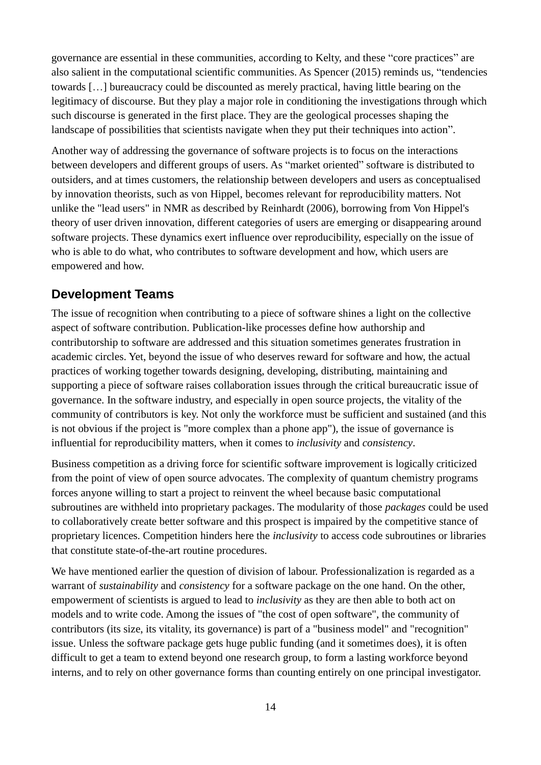governance are essential in these communities, according to Kelty, and these “core practices” are also salient in the computational scientific communities. As Spencer (2015) reminds us, “tendencies towards […] bureaucracy could be discounted as merely practical, having little bearing on the legitimacy of discourse. But they play a major role in conditioning the investigations through which such discourse is generated in the first place. They are the geological processes shaping the landscape of possibilities that scientists navigate when they put their techniques into action”.

Another way of addressing the governance of software projects is to focus on the interactions between developers and different groups of users. As “market oriented” software is distributed to outsiders, and at times customers, the relationship between developers and users as conceptualised by innovation theorists, such as von Hippel, becomes relevant for reproducibility matters. Not unlike the "lead users" in NMR as described by Reinhardt (2006), borrowing from Von Hippel's theory of user driven innovation, different categories of users are emerging or disappearing around software projects. These dynamics exert influence over reproducibility, especially on the issue of who is able to do what, who contributes to software development and how, which users are empowered and how.

## Development Teams

The issue of recognition when contributing to a piece of software shines a light on the collective aspect of software contribution. Publication-like processes define how authorship and contributorship to software are addressed and this situation sometimes generates frustration in academic circles. Yet, beyond the issue of who deserves reward for software and how, the actual practices of working together towards designing, developing, distributing, maintaining and supporting a piece of software raises collaboration issues through the critical bureaucratic issue of governance. In the software industry, and especially in open source projects, the vitality of the community of contributors is key. Not only the workforce must be sufficient and sustained (and this is not obvious if the project is "more complex than a phone app"), the issue of governance is influential for reproducibility matters, when it comes to *inclusivity* and *consistency*.

Business competition as a driving force for scientific software improvement is logically criticized from the point of view of open source advocates. The complexity of quantum chemistry programs forces anyone willing to start a project to reinvent the wheel because basic computational subroutines are withheld into proprietary packages. The modularity of those *packages* could be used to collaboratively create better software and this prospect is impaired by the competitive stance of proprietary licences. Competition hinders here the *inclusivity* to access code subroutines or libraries that constitute state-of-the-art routine procedures.

We have mentioned earlier the question of division of labour. Professionalization is regarded as a warrant of *sustainability* and *consistency* for a software package on the one hand. On the other, empowerment of scientists is argued to lead to *inclusivity* as they are then able to both act on models and to write code. Among the issues of "the cost of open software", the community of contributors (its size, its vitality, its governance) is part of a "business model" and "recognition" issue. Unless the software package gets huge public funding (and it sometimes does), it is often difficult to get a team to extend beyond one research group, to form a lasting workforce beyond interns, and to rely on other governance forms than counting entirely on one principal investigator.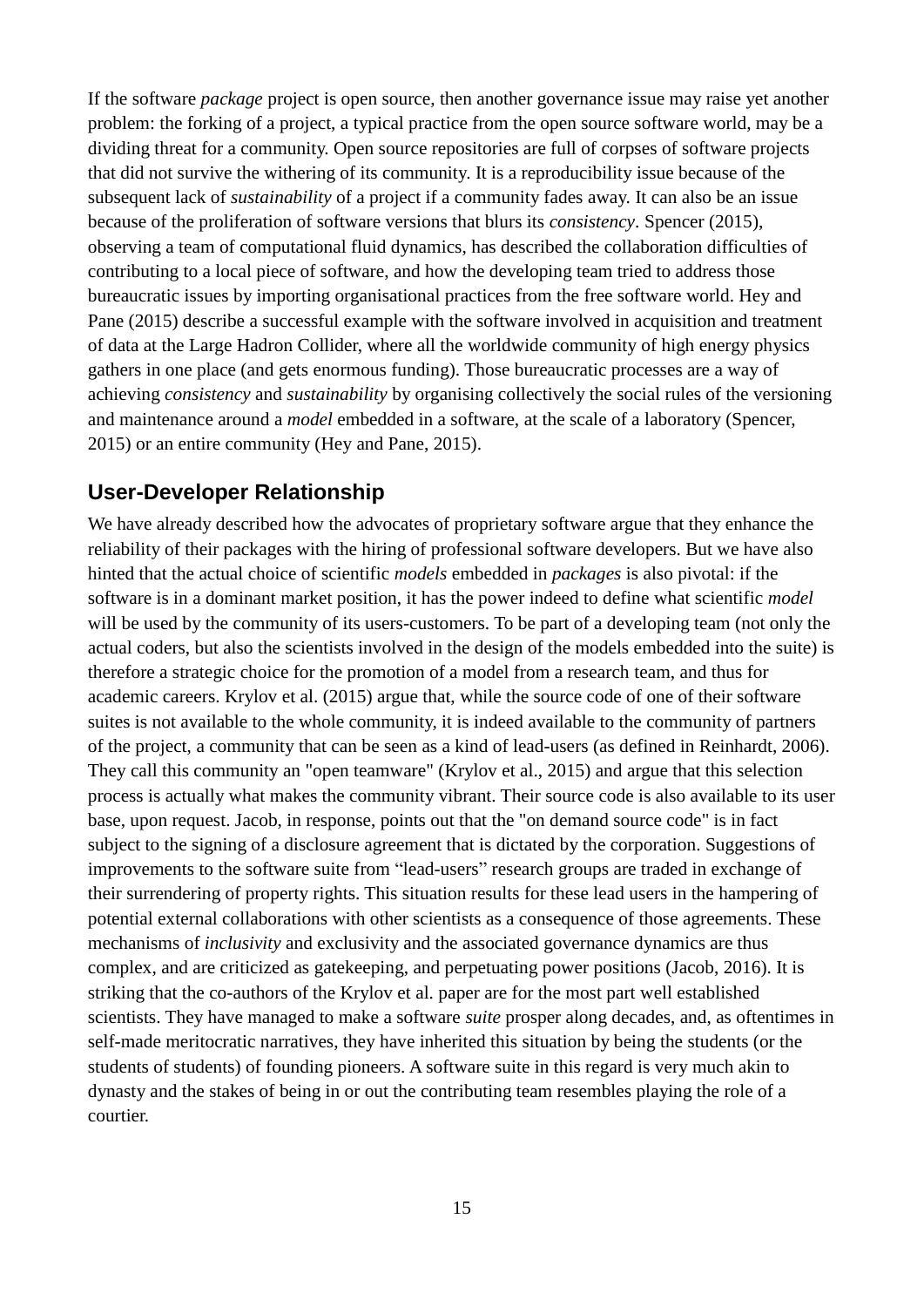If the software *package* project is open source, then another governance issue may raise yet another problem: the forking of a project, a typical practice from the open source software world, may be a dividing threat for a community. Open source repositories are full of corpses of software projects that did not survive the withering of its community. It is a reproducibility issue because of the subsequent lack of *sustainability* of a project if a community fades away. It can also be an issue because of the proliferation of software versions that blurs its *consistency*. Spencer (2015), observing a team of computational fluid dynamics, has described the collaboration difficulties of contributing to a local piece of software, and how the developing team tried to address those bureaucratic issues by importing organisational practices from the free software world. Hey and Pane (2015) describe a successful example with the software involved in acquisition and treatment of data at the Large Hadron Collider, where all the worldwide community of high energy physics gathers in one place (and gets enormous funding). Those bureaucratic processes are a way of achieving *consistency* and *sustainability* by organising collectively the social rules of the versioning and maintenance around a *model* embedded in a software, at the scale of a laboratory (Spencer, 2015) or an entire community (Hey and Pane, 2015).

## User-Developer Relationship

We have already described how the advocates of proprietary software argue that they enhance the reliability of their packages with the hiring of professional software developers. But we have also hinted that the actual choice of scientific *models* embedded in *packages* is also pivotal: if the software is in a dominant market position, it has the power indeed to define what scientific *model* will be used by the community of its users-customers. To be part of a developing team (not only the actual coders, but also the scientists involved in the design of the models embedded into the suite) is therefore a strategic choice for the promotion of a model from a research team, and thus for academic careers. Krylov et al. (2015) argue that, while the source code of one of their software suites is not available to the whole community, it is indeed available to the community of partners of the project, a community that can be seen as a kind of lead-users (as defined in Reinhardt, 2006). They call this community an "open teamware" (Krylov et al., 2015) and argue that this selection process is actually what makes the community vibrant. Their source code is also available to its user base, upon request. Jacob, in response, points out that the "on demand source code" is in fact subject to the signing of a disclosure agreement that is dictated by the corporation. Suggestions of improvements to the software suite from "lead-users" research groups are traded in exchange of their surrendering of property rights. This situation results for these lead users in the hampering of potential external collaborations with other scientists as a consequence of those agreements. These mechanisms of *inclusivity* and exclusivity and the associated governance dynamics are thus complex, and are criticized as gatekeeping, and perpetuating power positions (Jacob, 2016). It is striking that the co-authors of the Krylov et al. paper are for the most part well established scientists. They have managed to make a software *suite* prosper along decades, and, as oftentimes in self-made meritocratic narratives, they have inherited this situation by being the students (or the students of students) of founding pioneers. A software suite in this regard is very much akin to dynasty and the stakes of being in or out the contributing team resembles playing the role of a courtier.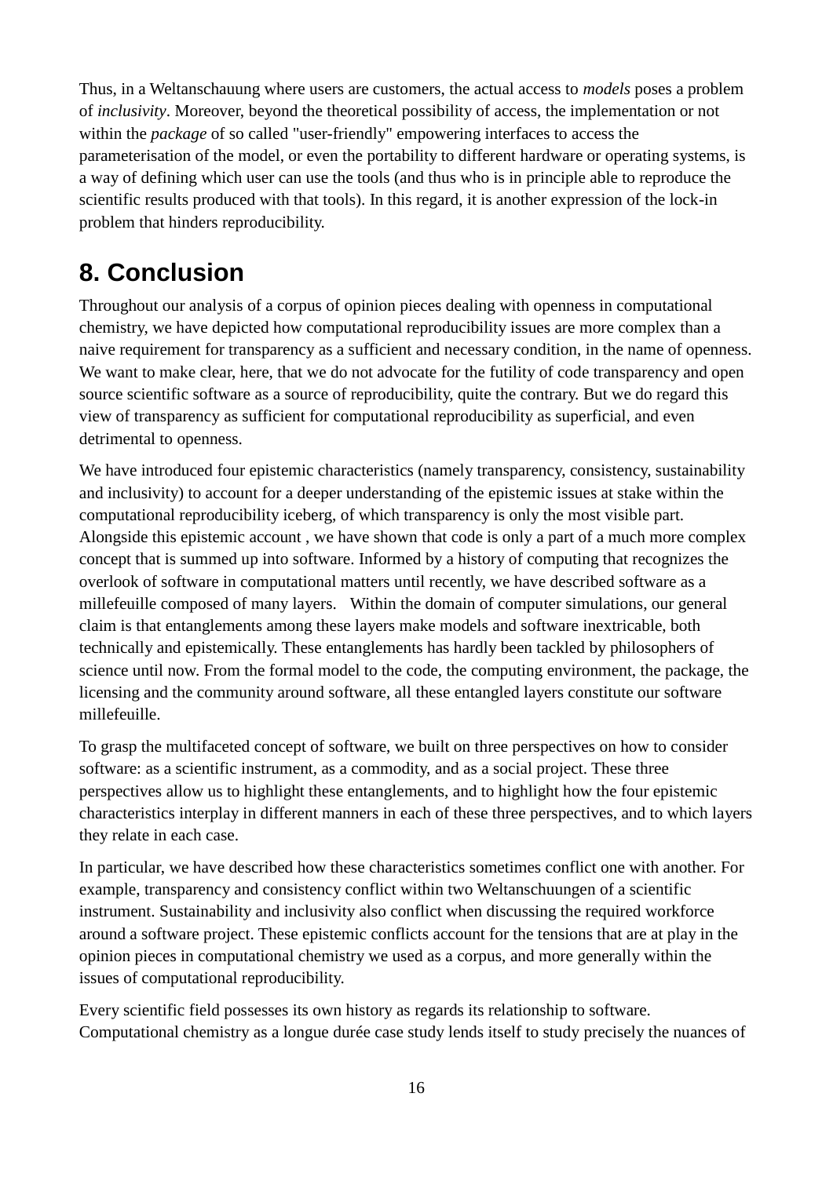Thus, in a Weltanschauung where users are customers, the actual access to *models* poses a problem of *inclusivity*. Moreover, beyond the theoretical possibility of access, the implementation or not within the *package* of so called "user-friendly" empowering interfaces to access the parameterisation of the model, or even the portability to different hardware or operating systems, is a way of defining which user can use the tools (and thus who is in principle able to reproduce the scientific results produced with that tools). In this regard, it is another expression of the lock-in problem that hinders reproducibility.

# 8. Conclusion

Throughout our analysis of a corpus of opinion pieces dealing with openness in computational chemistry, we have depicted how computational reproducibility issues are more complex than a naive requirement for transparency as a sufficient and necessary condition, in the name of openness. We want to make clear, here, that we do not advocate for the futility of code transparency and open source scientific software as a source of reproducibility, quite the contrary. But we do regard this view of transparency as sufficient for computational reproducibility as superficial, and even detrimental to openness.

We have introduced four epistemic characteristics (namely transparency, consistency, sustainability and inclusivity) to account for a deeper understanding of the epistemic issues at stake within the computational reproducibility iceberg, of which transparency is only the most visible part. Alongside this epistemic account , we have shown that code is only a part of a much more complex concept that is summed up into software. Informed by a history of computing that recognizes the overlook of software in computational matters until recently, we have described software as a millefeuille composed of many layers. Within the domain of computer simulations, our general claim is that entanglements among these layers make models and software inextricable, both technically and epistemically. These entanglements has hardly been tackled by philosophers of science until now. From the formal model to the code, the computing environment, the package, the licensing and the community around software, all these entangled layers constitute our software millefeuille.

To grasp the multifaceted concept of software, we built on three perspectives on how to consider software: as a scientific instrument, as a commodity, and as a social project. These three perspectives allow us to highlight these entanglements, and to highlight how the four epistemic characteristics interplay in different manners in each of these three perspectives, and to which layers they relate in each case.

In particular, we have described how these characteristics sometimes conflict one with another. For example, transparency and consistency conflict within two Weltanschuungen of a scientific instrument. Sustainability and inclusivity also conflict when discussing the required workforce around a software project. These epistemic conflicts account for the tensions that are at play in the opinion pieces in computational chemistry we used as a corpus, and more generally within the issues of computational reproducibility.

Every scientific field possesses its own history as regards its relationship to software. Computational chemistry as a longue durée case study lends itself to study precisely the nuances of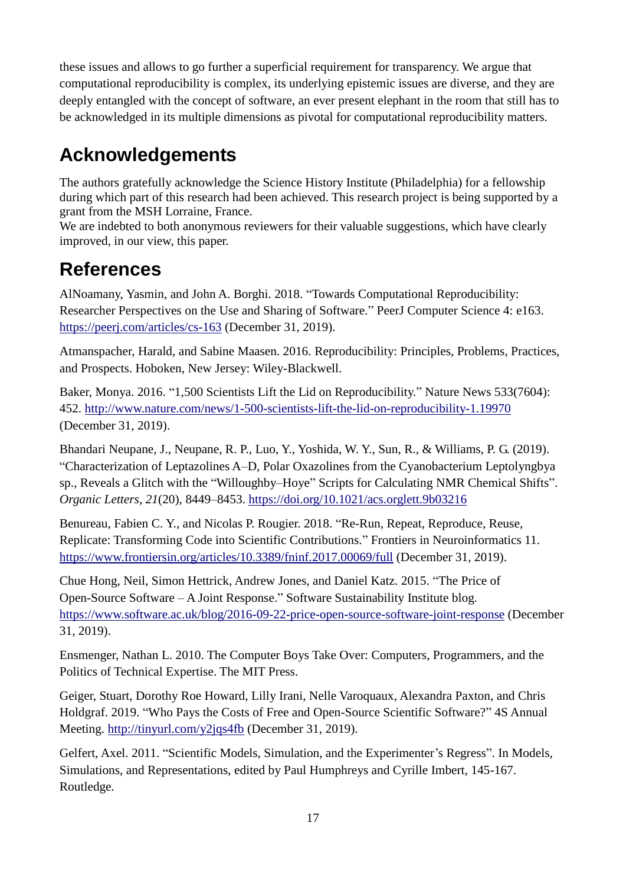these issues and allows to go further a superficial requirement for transparency. We argue that computational reproducibility is complex, its underlying epistemic issues are diverse, and they are deeply entangled with the concept of software, an ever present elephant in the room that still has to be acknowledged in its multiple dimensions as pivotal for computational reproducibility matters.

# Acknowledgements

The authors gratefully acknowledge the Science History Institute (Philadelphia) for a fellowship during which part of this research had been achieved. This research project is being supported by a grant from the MSH Lorraine, France.
We are indebted to both anonymous reviewers for their valuable suggestions, which have clearly improved, in our view, this paper.

# References

AlNoamany, Yasmin, and John A. Borghi. 2018. "Towards Computational Reproducibility: Researcher Perspectives on the Use and Sharing of Software." PeerJ Computer Science 4: e163. https://peerj.com/articles/cs-163 (December 31, 2019).

Atmanspacher, Harald, and Sabine Maasen. 2016. Reproducibility: Principles, Problems, Practices, and Prospects. Hoboken, New Jersey: Wiley-Blackwell.

Baker, Monya. 2016. "1,500 Scientists Lift the Lid on Reproducibility." Nature News 533(7604): 452. http://www.nature.com/news/1-500-scientists-lift-the-lid-on-reproducibility-1.19970 (December 31, 2019).

Bhandari Neupane, J., Neupane, R. P., Luo, Y., Yoshida, W. Y., Sun, R., & Williams, P. G. (2019). "Characterization of Leptazolines A–D, Polar Oxazolines from the Cyanobacterium Leptolyngbya sp., Reveals a Glitch with the "Willoughby–Hoye" Scripts for Calculating NMR Chemical Shifts". *Organic Letters*, *21*(20), 8449–8453. https://doi.org/10.1021/acs.orglett.9b03216

Benureau, Fabien C. Y., and Nicolas P. Rougier. 2018. "Re-Run, Repeat, Reproduce, Reuse, Replicate: Transforming Code into Scientific Contributions." Frontiers in Neuroinformatics 11. https://www.frontiersin.org/articles/10.3389/fninf.2017.00069/full (December 31, 2019).

Chue Hong, Neil, Simon Hettrick, Andrew Jones, and Daniel Katz. 2015. "The Price of Open-Source Software – A Joint Response." Software Sustainability Institute blog. https://www.software.ac.uk/blog/2016-09-22-price-open-source-software-joint-response (December 31, 2019).

Ensmenger, Nathan L. 2010. The Computer Boys Take Over: Computers, Programmers, and the Politics of Technical Expertise. The MIT Press.

Geiger, Stuart, Dorothy Roe Howard, Lilly Irani, Nelle Varoquaux, Alexandra Paxton, and Chris Holdgraf. 2019. "Who Pays the Costs of Free and Open-Source Scientific Software?" 4S Annual Meeting. http://tinyurl.com/y2jqs4fb (December 31, 2019).

Gelfert, Axel. 2011. "Scientific Models, Simulation, and the Experimenter's Regress". In Models, Simulations, and Representations, edited by Paul Humphreys and Cyrille Imbert, 145-167. Routledge.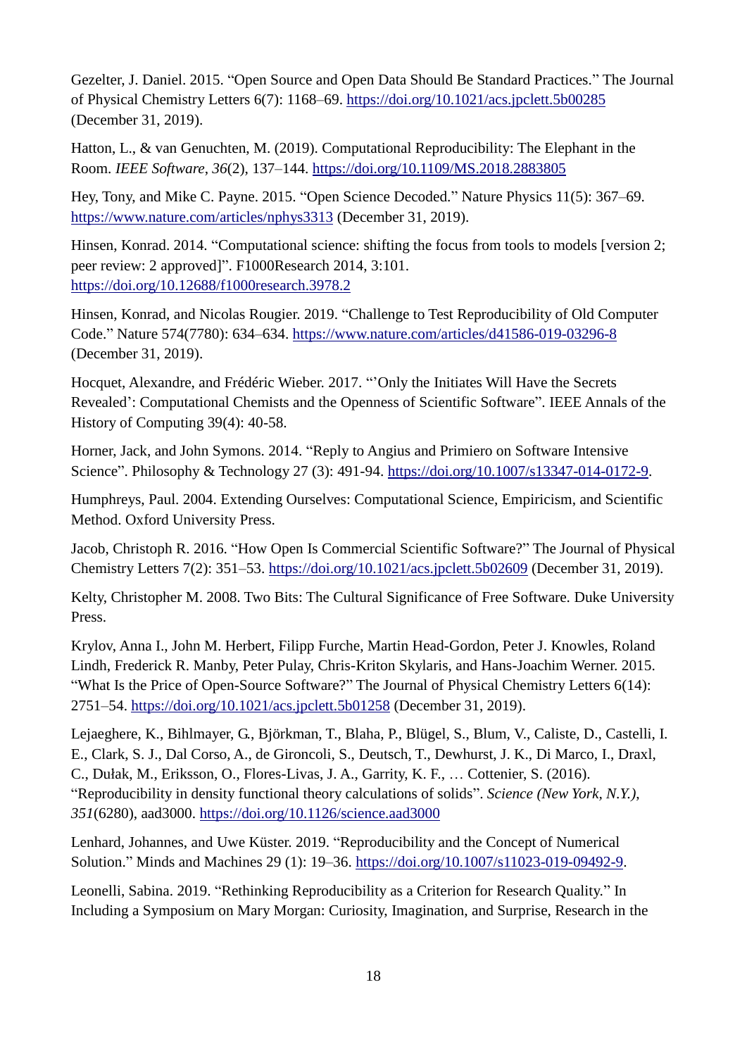Gezelter, J. Daniel. 2015. "Open Source and Open Data Should Be Standard Practices." The Journal of Physical Chemistry Letters 6(7): 1168–69. https://doi.org/10.1021/acs.jpclett.5b00285 (December 31, 2019).

Hatton, L., & van Genuchten, M. (2019). Computational Reproducibility: The Elephant in the Room. *IEEE Software*, *36*(2), 137–144. https://doi.org/10.1109/MS.2018.2883805

Hey, Tony, and Mike C. Payne. 2015. "Open Science Decoded." Nature Physics 11(5): 367–69. https://www.nature.com/articles/nphys3313 (December 31, 2019).

Hinsen, Konrad. 2014. "Computational science: shifting the focus from tools to models [version 2; peer review: 2 approved]". F1000Research 2014, 3:101. https://doi.org/10.12688/f1000research.3978.2

Hinsen, Konrad, and Nicolas Rougier. 2019. "Challenge to Test Reproducibility of Old Computer Code." Nature 574(7780): 634–634. https://www.nature.com/articles/d41586-019-03296-8 (December 31, 2019).

Hocquet, Alexandre, and Frédéric Wieber. 2017. "'Only the Initiates Will Have the Secrets Revealed': Computational Chemists and the Openness of Scientific Software". IEEE Annals of the History of Computing 39(4): 40-58.

Horner, Jack, and John Symons. 2014. "Reply to Angius and Primiero on Software Intensive Science". Philosophy & Technology 27 (3): 491-94. https://doi.org/10.1007/s13347-014-0172-9.

Humphreys, Paul. 2004. Extending Ourselves: Computational Science, Empiricism, and Scientific Method. Oxford University Press.

Jacob, Christoph R. 2016. "How Open Is Commercial Scientific Software?" The Journal of Physical Chemistry Letters 7(2): 351–53. https://doi.org/10.1021/acs.jpclett.5b02609 (December 31, 2019).

Kelty, Christopher M. 2008. Two Bits: The Cultural Significance of Free Software. Duke University Press.

Krylov, Anna I., John M. Herbert, Filipp Furche, Martin Head-Gordon, Peter J. Knowles, Roland Lindh, Frederick R. Manby, Peter Pulay, Chris-Kriton Skylaris, and Hans-Joachim Werner. 2015. "What Is the Price of Open-Source Software?" The Journal of Physical Chemistry Letters 6(14): 2751–54. https://doi.org/10.1021/acs.jpclett.5b01258 (December 31, 2019).

Lejaeghere, K., Bihlmayer, G., Björkman, T., Blaha, P., Blügel, S., Blum, V., Caliste, D., Castelli, I. E., Clark, S. J., Dal Corso, A., de Gironcoli, S., Deutsch, T., Dewhurst, J. K., Di Marco, I., Draxl, C., Dułak, M., Eriksson, O., Flores-Livas, J. A., Garrity, K. F., … Cottenier, S. (2016). "Reproducibility in density functional theory calculations of solids". *Science (New York, N.Y.)*, *351*(6280), aad3000. https://doi.org/10.1126/science.aad3000

Lenhard, Johannes, and Uwe Küster. 2019. "Reproducibility and the Concept of Numerical Solution." Minds and Machines 29 (1): 19–36. https://doi.org/10.1007/s11023-019-09492-9.

Leonelli, Sabina. 2019. "Rethinking Reproducibility as a Criterion for Research Quality." In Including a Symposium on Mary Morgan: Curiosity, Imagination, and Surprise, Research in the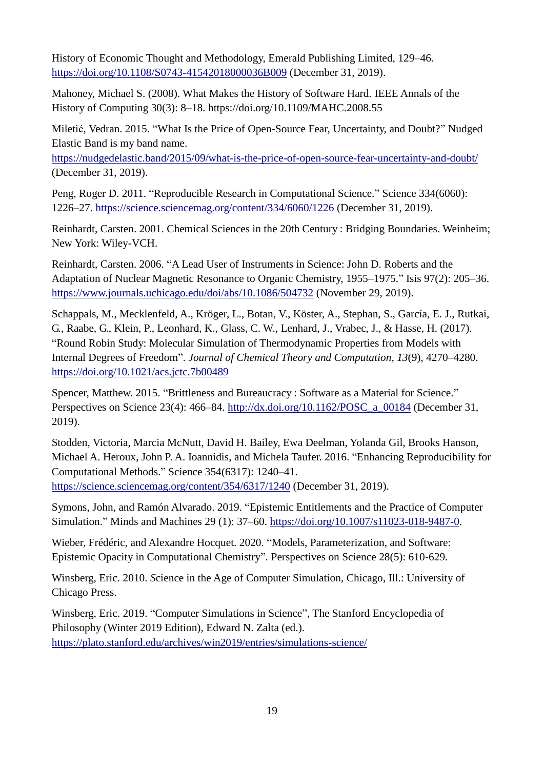History of Economic Thought and Methodology, Emerald Publishing Limited, 129–46. https://doi.org/10.1108/S0743-41542018000036B009 (December 31, 2019).

Mahoney, Michael S. (2008). What Makes the History of Software Hard. IEEE Annals of the History of Computing 30(3): 8–18. https://doi.org/10.1109/MAHC.2008.55

Miletić, Vedran. 2015. "What Is the Price of Open-Source Fear, Uncertainty, and Doubt?" Nudged Elastic Band is my band name. https://nudgedelastic.band/2015/09/what-is-the-price-of-open-source-fear-uncertainty-and-doubt/ (December 31, 2019).

Peng, Roger D. 2011. "Reproducible Research in Computational Science." Science 334(6060): 1226–27. https://science.sciencemag.org/content/334/6060/1226 (December 31, 2019).

Reinhardt, Carsten. 2001. Chemical Sciences in the 20th Century : Bridging Boundaries. Weinheim; New York: Wiley-VCH.

Reinhardt, Carsten. 2006. "A Lead User of Instruments in Science: John D. Roberts and the Adaptation of Nuclear Magnetic Resonance to Organic Chemistry, 1955–1975." Isis 97(2): 205–36. https://www.journals.uchicago.edu/doi/abs/10.1086/504732 (November 29, 2019).

Schappals, M., Mecklenfeld, A., Kröger, L., Botan, V., Köster, A., Stephan, S., García, E. J., Rutkai, G., Raabe, G., Klein, P., Leonhard, K., Glass, C. W., Lenhard, J., Vrabec, J., & Hasse, H. (2017). "Round Robin Study: Molecular Simulation of Thermodynamic Properties from Models with Internal Degrees of Freedom". *Journal of Chemical Theory and Computation*, *13*(9), 4270–4280. https://doi.org/10.1021/acs.jctc.7b00489

Spencer, Matthew. 2015. "Brittleness and Bureaucracy : Software as a Material for Science." Perspectives on Science 23(4): 466–84. http://dx.doi.org/10.1162/POSC_a_00184 (December 31, 2019).

Stodden, Victoria, Marcia McNutt, David H. Bailey, Ewa Deelman, Yolanda Gil, Brooks Hanson, Michael A. Heroux, John P. A. Ioannidis, and Michela Taufer. 2016. "Enhancing Reproducibility for Computational Methods." Science 354(6317): 1240–41. https://science.sciencemag.org/content/354/6317/1240 (December 31, 2019).

Symons, John, and Ramón Alvarado. 2019. "Epistemic Entitlements and the Practice of Computer Simulation." Minds and Machines 29 (1): 37–60. https://doi.org/10.1007/s11023-018-9487-0.

Wieber, Frédéric, and Alexandre Hocquet. 2020. "Models, Parameterization, and Software: Epistemic Opacity in Computational Chemistry". Perspectives on Science 28(5): 610-629.

Winsberg, Eric. 2010. *S*cience in the Age of Computer Simulation, Chicago, Ill.: University of Chicago Press.

Winsberg, Eric. 2019. "Computer Simulations in Science", The Stanford Encyclopedia of Philosophy (Winter 2019 Edition), Edward N. Zalta (ed.). https://plato.stanford.edu/archives/win2019/entries/simulations-science/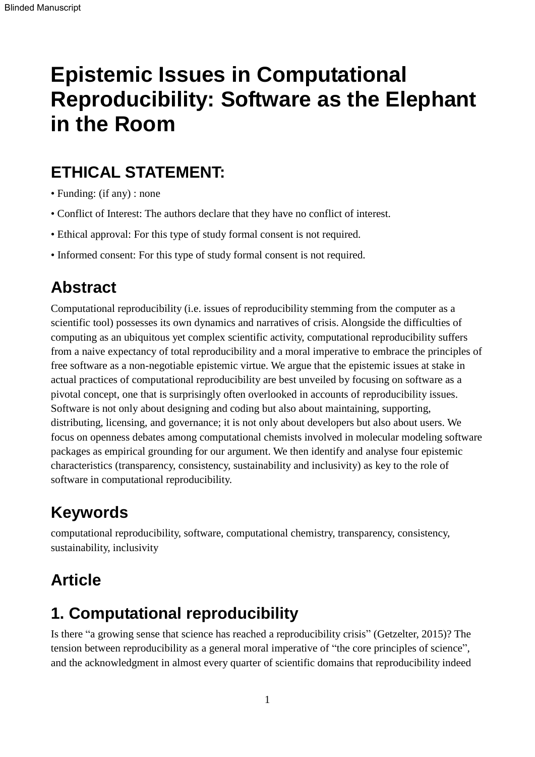# Epistemic Issues in Computational Reproducibility: Software as the Elephant in the Room

## ETHICAL STATEMENT:

• Funding: (if any) : none

• Conflict of Interest: The authors declare that they have no conflict of interest.

• Ethical approval: For this type of study formal consent is not required.

• Informed consent: For this type of study formal consent is not required.

## Abstract

Computational reproducibility (i.e. issues of reproducibility stemming from the computer as a scientific tool) possesses its own dynamics and narratives of crisis. Alongside the difficulties of computing as an ubiquitous yet complex scientific activity, computational reproducibility suffers from a naive expectancy of total reproducibility and a moral imperative to embrace the principles of free software as a non-negotiable epistemic virtue. We argue that the epistemic issues at stake in actual practices of computational reproducibility are best unveiled by focusing on software as a pivotal concept, one that is surprisingly often overlooked in accounts of reproducibility issues. Software is not only about designing and coding but also about maintaining, supporting, distributing, licensing, and governance; it is not only about developers but also about users. We focus on openness debates among computational chemists involved in molecular modeling software packages as empirical grounding for our argument. We then identify and analyse four epistemic characteristics (transparency, consistency, sustainability and inclusivity) as key to the role of software in computational reproducibility.

## Keywords

computational reproducibility, software, computational chemistry, transparency, consistency, sustainability, inclusivity

## Article

## 1. Computational reproducibility

Is there "a growing sense that science has reached a reproducibility crisis" (Getzelter, 2015)? The tension between reproducibility as a general moral imperative of "the core principles of science", and the acknowledgment in almost every quarter of scientific domains that reproducibility indeed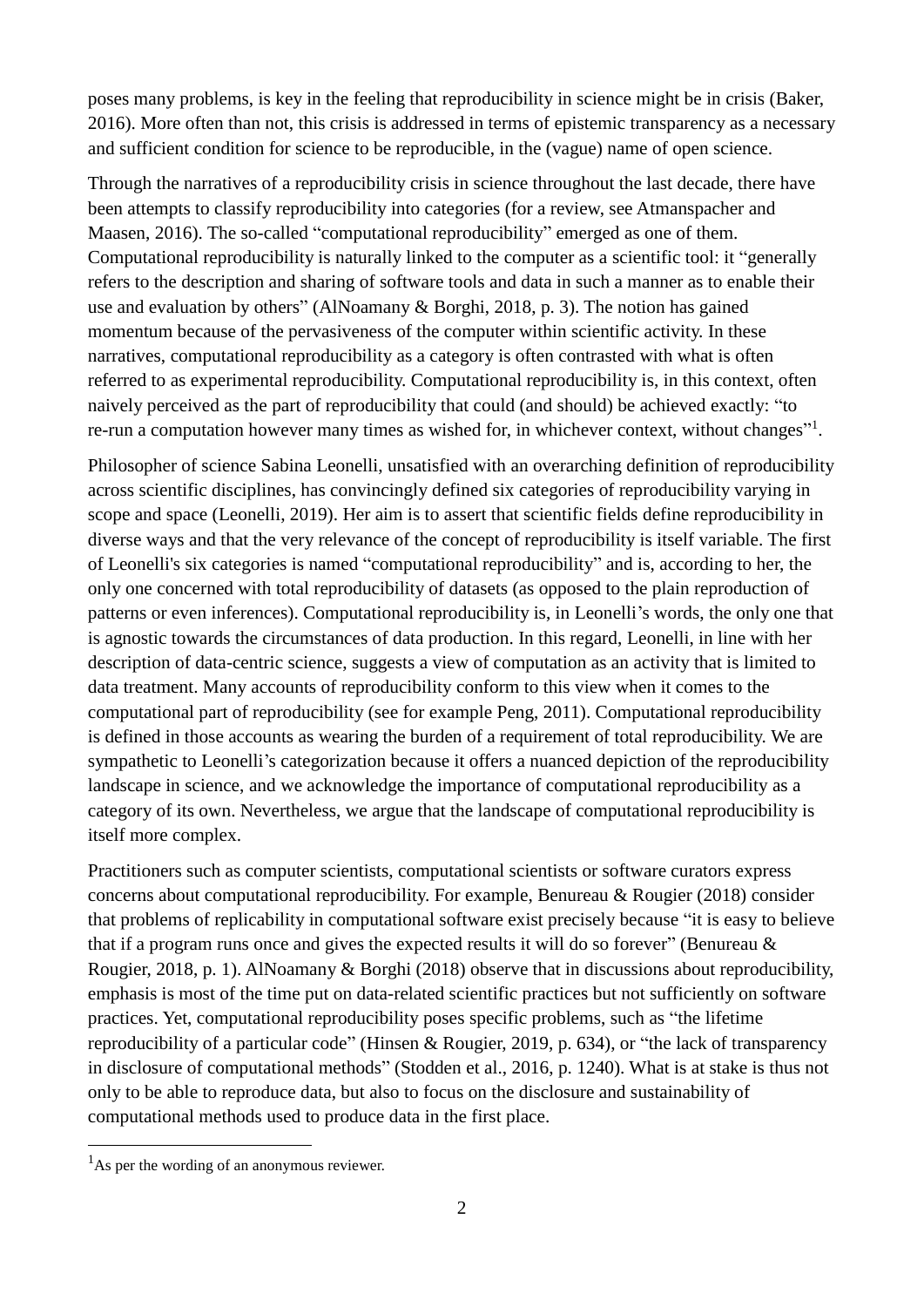poses many problems, is key in the feeling that reproducibility in science might be in crisis (Baker, 2016). More often than not, this crisis is addressed in terms of epistemic transparency as a necessary and sufficient condition for science to be reproducible, in the (vague) name of open science.

Through the narratives of a reproducibility crisis in science throughout the last decade, there have been attempts to classify reproducibility into categories (for a review, see Atmanspacher and Maasen, 2016). The so-called "computational reproducibility" emerged as one of them. Computational reproducibility is naturally linked to the computer as a scientific tool: it "generally refers to the description and sharing of software tools and data in such a manner as to enable their use and evaluation by others" (AlNoamany & Borghi, 2018, p. 3). The notion has gained momentum because of the pervasiveness of the computer within scientific activity. In these narratives, computational reproducibility as a category is often contrasted with what is often referred to as experimental reproducibility. Computational reproducibility is, in this context, often naively perceived as the part of reproducibility that could (and should) be achieved exactly: "to re-run a computation however many times as wished for, in whichever context, without changes"[1].

Philosopher of science Sabina Leonelli, unsatisfied with an overarching definition of reproducibility across scientific disciplines, has convincingly defined six categories of reproducibility varying in scope and space (Leonelli, 2019). Her aim is to assert that scientific fields define reproducibility in diverse ways and that the very relevance of the concept of reproducibility is itself variable. The first of Leonelli's six categories is named "computational reproducibility" and is, according to her, the only one concerned with total reproducibility of datasets (as opposed to the plain reproduction of patterns or even inferences). Computational reproducibility is, in Leonelli's words, the only one that is agnostic towards the circumstances of data production. In this regard, Leonelli, in line with her description of data-centric science, suggests a view of computation as an activity that is limited to data treatment. Many accounts of reproducibility conform to this view when it comes to the computational part of reproducibility (see for example Peng, 2011). Computational reproducibility is defined in those accounts as wearing the burden of a requirement of total reproducibility. We are sympathetic to Leonelli's categorization because it offers a nuanced depiction of the reproducibility landscape in science, and we acknowledge the importance of computational reproducibility as a category of its own. Nevertheless, we argue that the landscape of computational reproducibility is itself more complex.

Practitioners such as computer scientists, computational scientists or software curators express concerns about computational reproducibility. For example, Benureau & Rougier (2018) consider that problems of replicability in computational software exist precisely because "it is easy to believe that if a program runs once and gives the expected results it will do so forever" (Benureau & Rougier, 2018, p. 1). AlNoamany & Borghi (2018) observe that in discussions about reproducibility, emphasis is most of the time put on data-related scientific practices but not sufficiently on software practices. Yet, computational reproducibility poses specific problems, such as "the lifetime reproducibility of a particular code" (Hinsen & Rougier, 2019, p. 634), or "the lack of transparency in disclosure of computational methods" (Stodden et al., 2016, p. 1240). What is at stake is thus not only to be able to reproduce data, but also to focus on the disclosure and sustainability of computational methods used to produce data in the first place.

[1] As per the wording of an anonymous reviewer.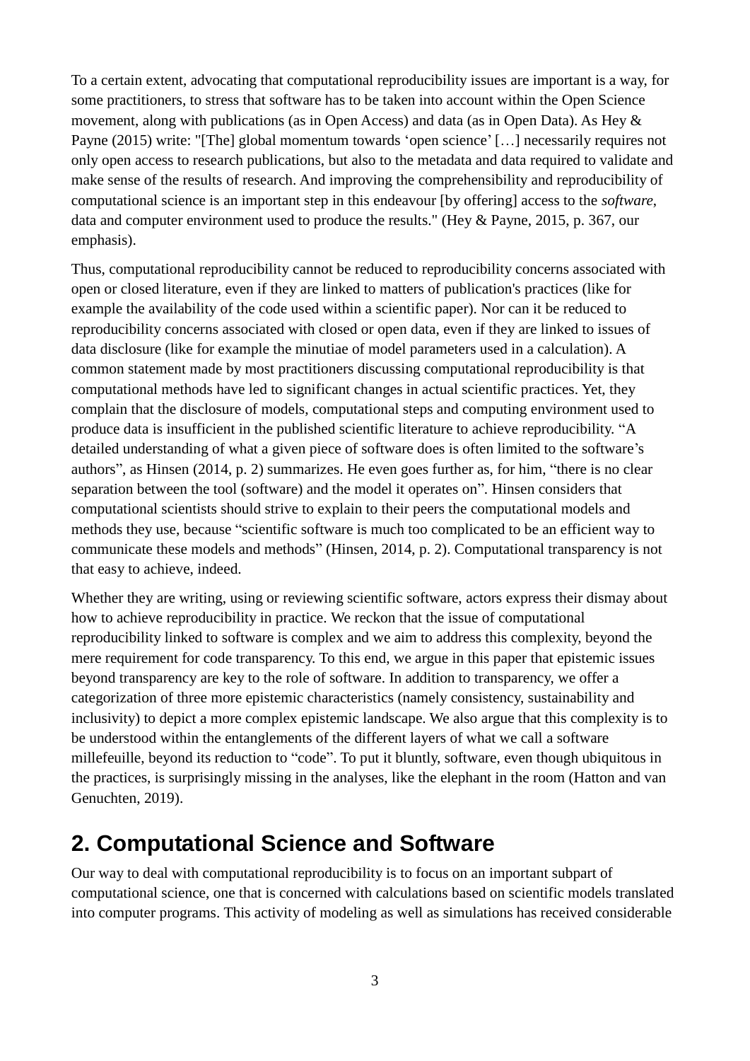To a certain extent, advocating that computational reproducibility issues are important is a way, for some practitioners, to stress that software has to be taken into account within the Open Science movement, along with publications (as in Open Access) and data (as in Open Data). As Hey & Payne (2015) write: "[The] global momentum towards 'open science' […] necessarily requires not only open access to research publications, but also to the metadata and data required to validate and make sense of the results of research. And improving the comprehensibility and reproducibility of computational science is an important step in this endeavour [by offering] access to the *software*, data and computer environment used to produce the results." (Hey & Payne, 2015, p. 367, our emphasis).

Thus, computational reproducibility cannot be reduced to reproducibility concerns associated with open or closed literature, even if they are linked to matters of publication's practices (like for example the availability of the code used within a scientific paper). Nor can it be reduced to reproducibility concerns associated with closed or open data, even if they are linked to issues of data disclosure (like for example the minutiae of model parameters used in a calculation). A common statement made by most practitioners discussing computational reproducibility is that computational methods have led to significant changes in actual scientific practices. Yet, they complain that the disclosure of models, computational steps and computing environment used to produce data is insufficient in the published scientific literature to achieve reproducibility. "A detailed understanding of what a given piece of software does is often limited to the software's authors", as Hinsen (2014, p. 2) summarizes. He even goes further as, for him, "there is no clear separation between the tool (software) and the model it operates on". Hinsen considers that computational scientists should strive to explain to their peers the computational models and methods they use, because "scientific software is much too complicated to be an efficient way to communicate these models and methods" (Hinsen, 2014, p. 2). Computational transparency is not that easy to achieve, indeed.

Whether they are writing, using or reviewing scientific software, actors express their dismay about how to achieve reproducibility in practice. We reckon that the issue of computational reproducibility linked to software is complex and we aim to address this complexity, beyond the mere requirement for code transparency. To this end, we argue in this paper that epistemic issues beyond transparency are key to the role of software. In addition to transparency, we offer a categorization of three more epistemic characteristics (namely consistency, sustainability and inclusivity) to depict a more complex epistemic landscape. We also argue that this complexity is to be understood within the entanglements of the different layers of what we call a software millefeuille, beyond its reduction to "code". To put it bluntly, software, even though ubiquitous in the practices, is surprisingly missing in the analyses, like the elephant in the room (Hatton and van Genuchten, 2019).

## 2. Computational Science and Software

Our way to deal with computational reproducibility is to focus on an important subpart of computational science, one that is concerned with calculations based on scientific models translated into computer programs. This activity of modeling as well as simulations has received considerable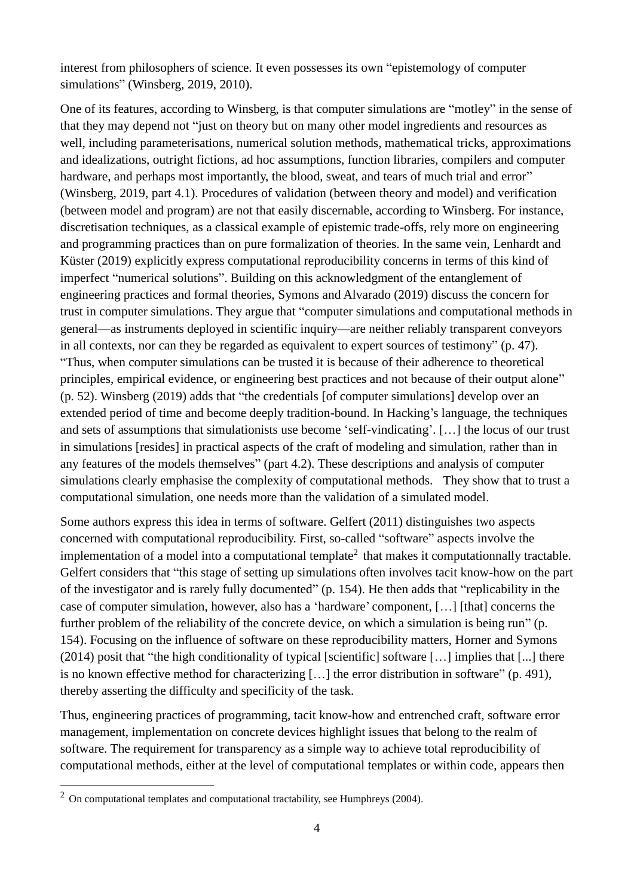interest from philosophers of science. It even possesses its own "epistemology of computer simulations" (Winsberg, 2019, 2010).

One of its features, according to Winsberg, is that computer simulations are "motley" in the sense of that they may depend not "just on theory but on many other model ingredients and resources as well, including parameterisations, numerical solution methods, mathematical tricks, approximations and idealizations, outright fictions, ad hoc assumptions, function libraries, compilers and computer hardware, and perhaps most importantly, the blood, sweat, and tears of much trial and error" (Winsberg, 2019, part 4.1). Procedures of validation (between theory and model) and verification (between model and program) are not that easily discernable, according to Winsberg. For instance, discretisation techniques, as a classical example of epistemic trade-offs, rely more on engineering and programming practices than on pure formalization of theories. In the same vein, Lenhardt and Küster (2019) explicitly express computational reproducibility concerns in terms of this kind of imperfect "numerical solutions". Building on this acknowledgment of the entanglement of engineering practices and formal theories, Symons and Alvarado (2019) discuss the concern for trust in computer simulations. They argue that "computer simulations and computational methods in general—as instruments deployed in scientific inquiry—are neither reliably transparent conveyors in all contexts, nor can they be regarded as equivalent to expert sources of testimony" (p. 47). "Thus, when computer simulations can be trusted it is because of their adherence to theoretical principles, empirical evidence, or engineering best practices and not because of their output alone" (p. 52). Winsberg (2019) adds that "the credentials [of computer simulations] develop over an extended period of time and become deeply tradition-bound. In Hacking's language, the techniques and sets of assumptions that simulationists use become 'self-vindicating'. […] the locus of our trust in simulations [resides] in practical aspects of the craft of modeling and simulation, rather than in any features of the models themselves" (part 4.2). These descriptions and analysis of computer simulations clearly emphasise the complexity of computational methods. They show that to trust a computational simulation, one needs more than the validation of a simulated model.

Some authors express this idea in terms of software. Gelfert (2011) distinguishes two aspects concerned with computational reproducibility. First, so-called "software" aspects involve the implementation of a model into a computational template[2] that makes it computationnally tractable. Gelfert considers that "this stage of setting up simulations often involves tacit know-how on the part of the investigator and is rarely fully documented" (p. 154). He then adds that "replicability in the case of computer simulation, however, also has a 'hardware' component, […] [that] concerns the further problem of the reliability of the concrete device, on which a simulation is being run" (p. 154). Focusing on the influence of software on these reproducibility matters, Horner and Symons (2014) posit that "the high conditionality of typical [scientific] software […] implies that [...] there is no known effective method for characterizing […] the error distribution in software" (p. 491), thereby asserting the difficulty and specificity of the task.

Thus, engineering practices of programming, tacit know-how and entrenched craft, software error management, implementation on concrete devices highlight issues that belong to the realm of software. The requirement for transparency as a simple way to achieve total reproducibility of computational methods, either at the level of computational templates or within code, appears then

[2] On computational templates and computational tractability, see Humphreys (2004).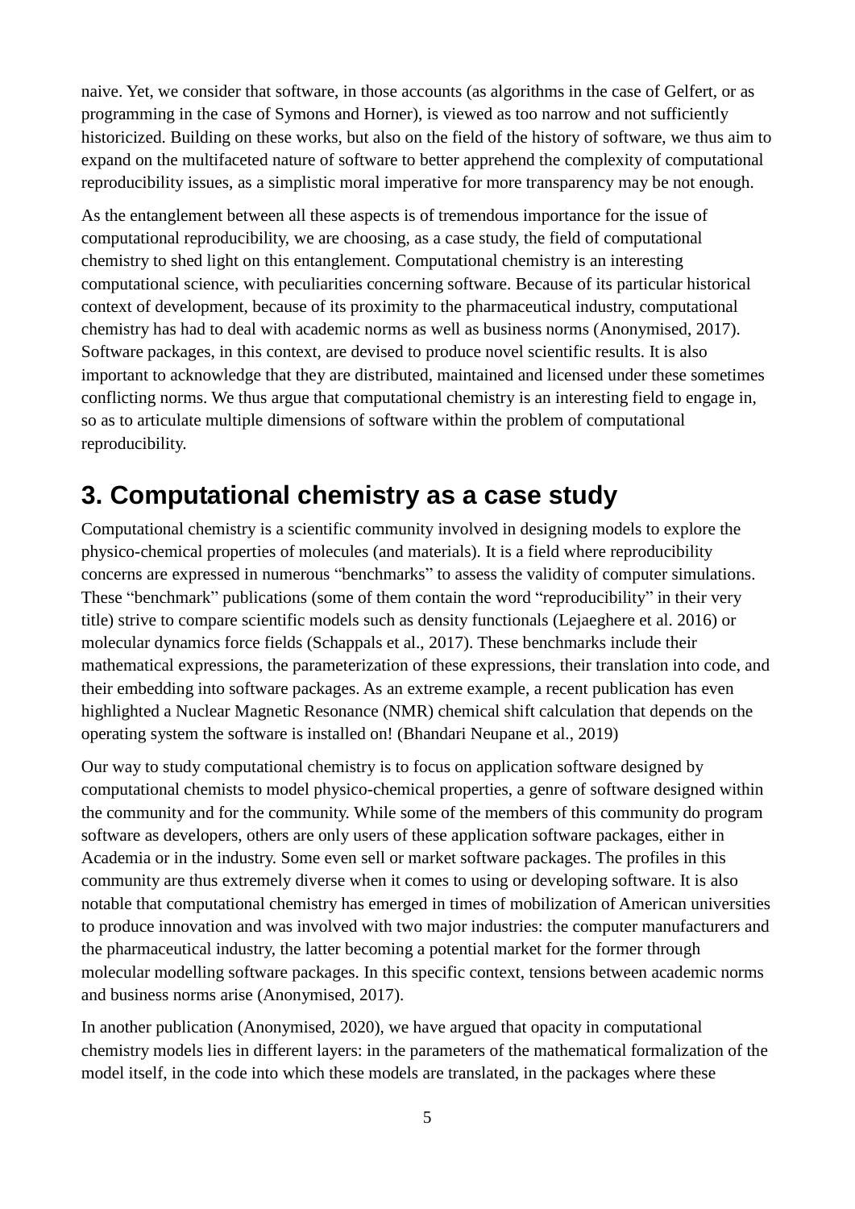naive. Yet, we consider that software, in those accounts (as algorithms in the case of Gelfert, or as programming in the case of Symons and Horner), is viewed as too narrow and not sufficiently historicized. Building on these works, but also on the field of the history of software, we thus aim to expand on the multifaceted nature of software to better apprehend the complexity of computational reproducibility issues, as a simplistic moral imperative for more transparency may be not enough.

As the entanglement between all these aspects is of tremendous importance for the issue of computational reproducibility, we are choosing, as a case study, the field of computational chemistry to shed light on this entanglement. Computational chemistry is an interesting computational science, with peculiarities concerning software. Because of its particular historical context of development, because of its proximity to the pharmaceutical industry, computational chemistry has had to deal with academic norms as well as business norms (Anonymised, 2017). Software packages, in this context, are devised to produce novel scientific results. It is also important to acknowledge that they are distributed, maintained and licensed under these sometimes conflicting norms. We thus argue that computational chemistry is an interesting field to engage in, so as to articulate multiple dimensions of software within the problem of computational reproducibility.

# 3. Computational chemistry as a case study

Computational chemistry is a scientific community involved in designing models to explore the physico-chemical properties of molecules (and materials). It is a field where reproducibility concerns are expressed in numerous "benchmarks" to assess the validity of computer simulations. These "benchmark" publications (some of them contain the word "reproducibility" in their very title) strive to compare scientific models such as density functionals (Lejaeghere et al. 2016) or molecular dynamics force fields (Schappals et al., 2017). These benchmarks include their mathematical expressions, the parameterization of these expressions, their translation into code, and their embedding into software packages. As an extreme example, a recent publication has even highlighted a Nuclear Magnetic Resonance (NMR) chemical shift calculation that depends on the operating system the software is installed on! (Bhandari Neupane et al., 2019)

Our way to study computational chemistry is to focus on application software designed by computational chemists to model physico-chemical properties, a genre of software designed within the community and for the community. While some of the members of this community do program software as developers, others are only users of these application software packages, either in Academia or in the industry. Some even sell or market software packages. The profiles in this community are thus extremely diverse when it comes to using or developing software. It is also notable that computational chemistry has emerged in times of mobilization of American universities to produce innovation and was involved with two major industries: the computer manufacturers and the pharmaceutical industry, the latter becoming a potential market for the former through molecular modelling software packages. In this specific context, tensions between academic norms and business norms arise (Anonymised, 2017).

In another publication (Anonymised, 2020), we have argued that opacity in computational chemistry models lies in different layers: in the parameters of the mathematical formalization of the model itself, in the code into which these models are translated, in the packages where these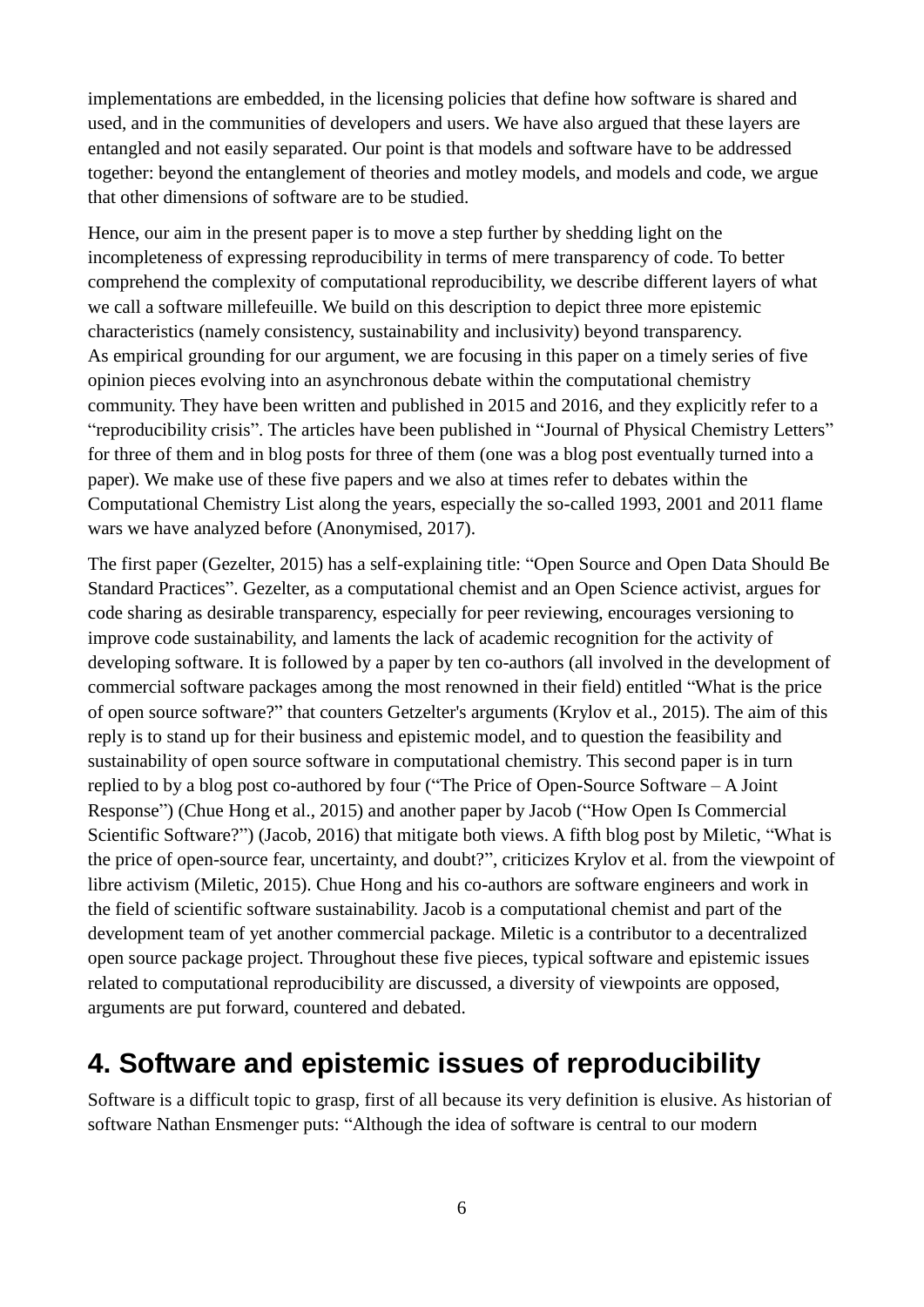implementations are embedded, in the licensing policies that define how software is shared and used, and in the communities of developers and users. We have also argued that these layers are entangled and not easily separated. Our point is that models and software have to be addressed together: beyond the entanglement of theories and motley models, and models and code, we argue that other dimensions of software are to be studied.

Hence, our aim in the present paper is to move a step further by shedding light on the incompleteness of expressing reproducibility in terms of mere transparency of code. To better comprehend the complexity of computational reproducibility, we describe different layers of what we call a software millefeuille. We build on this description to depict three more epistemic characteristics (namely consistency, sustainability and inclusivity) beyond transparency. As empirical grounding for our argument, we are focusing in this paper on a timely series of five opinion pieces evolving into an asynchronous debate within the computational chemistry community. They have been written and published in 2015 and 2016, and they explicitly refer to a "reproducibility crisis". The articles have been published in "Journal of Physical Chemistry Letters" for three of them and in blog posts for three of them (one was a blog post eventually turned into a paper). We make use of these five papers and we also at times refer to debates within the Computational Chemistry List along the years, especially the so-called 1993, 2001 and 2011 flame wars we have analyzed before (Anonymised, 2017).

The first paper (Gezelter, 2015) has a self-explaining title: "Open Source and Open Data Should Be Standard Practices". Gezelter, as a computational chemist and an Open Science activist, argues for code sharing as desirable transparency, especially for peer reviewing, encourages versioning to improve code sustainability, and laments the lack of academic recognition for the activity of developing software. It is followed by a paper by ten co-authors (all involved in the development of commercial software packages among the most renowned in their field) entitled "What is the price of open source software?" that counters Getzelter's arguments (Krylov et al., 2015). The aim of this reply is to stand up for their business and epistemic model, and to question the feasibility and sustainability of open source software in computational chemistry. This second paper is in turn replied to by a blog post co-authored by four ("The Price of Open-Source Software – A Joint Response") (Chue Hong et al., 2015) and another paper by Jacob ("How Open Is Commercial Scientific Software?") (Jacob, 2016) that mitigate both views. A fifth blog post by Miletic, "What is the price of open-source fear, uncertainty, and doubt?", criticizes Krylov et al. from the viewpoint of libre activism (Miletic, 2015). Chue Hong and his co-authors are software engineers and work in the field of scientific software sustainability. Jacob is a computational chemist and part of the development team of yet another commercial package. Miletic is a contributor to a decentralized open source package project. Throughout these five pieces, typical software and epistemic issues related to computational reproducibility are discussed, a diversity of viewpoints are opposed, arguments are put forward, countered and debated.

# 4. Software and epistemic issues of reproducibility

Software is a difficult topic to grasp, first of all because its very definition is elusive. As historian of software Nathan Ensmenger puts: "Although the idea of software is central to our modern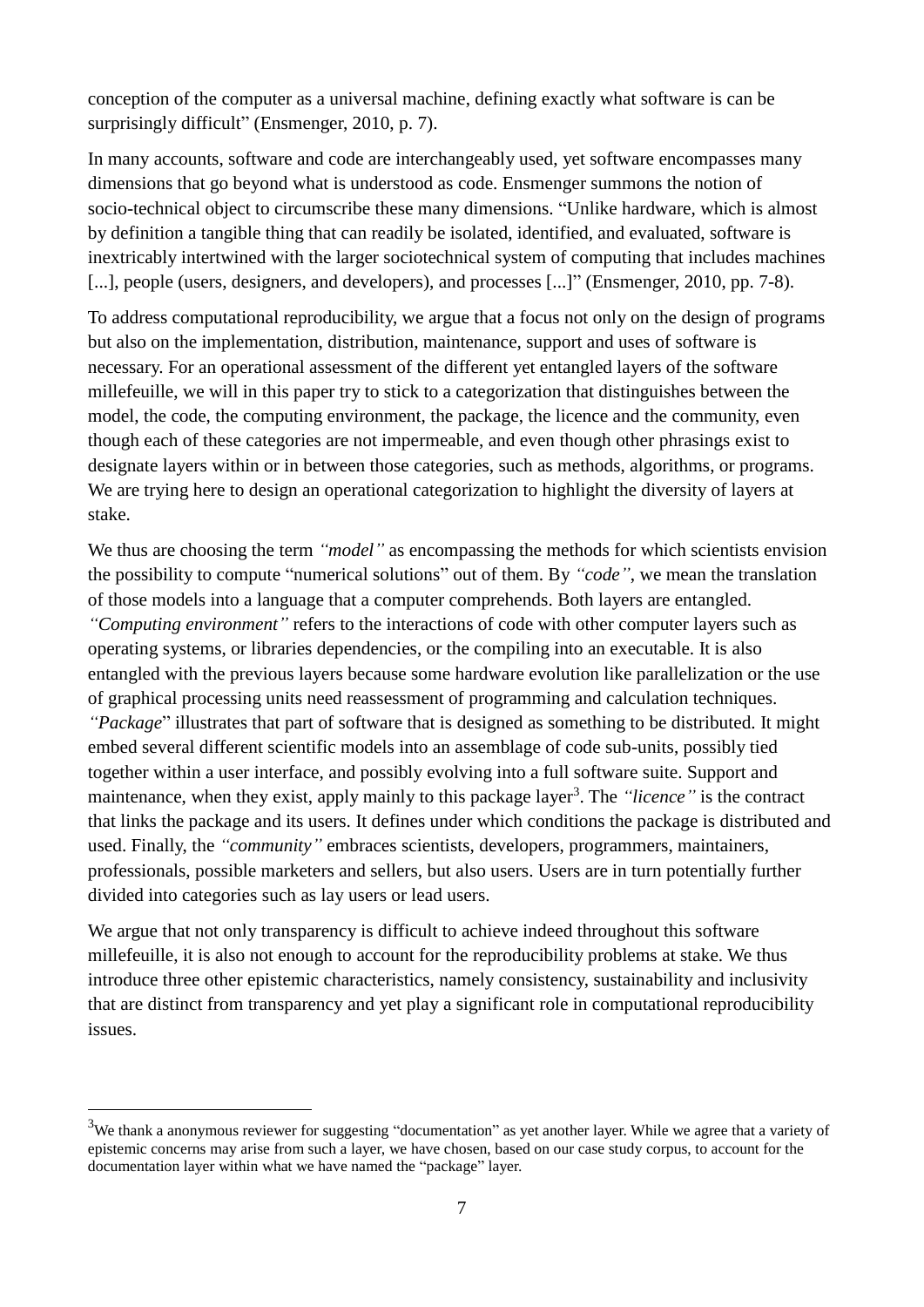conception of the computer as a universal machine, defining exactly what software is can be surprisingly difficult" (Ensmenger, 2010, p. 7).

In many accounts, software and code are interchangeably used, yet software encompasses many dimensions that go beyond what is understood as code. Ensmenger summons the notion of socio-technical object to circumscribe these many dimensions. "Unlike hardware, which is almost by definition a tangible thing that can readily be isolated, identified, and evaluated, software is inextricably intertwined with the larger sociotechnical system of computing that includes machines [...], people (users, designers, and developers), and processes [...]" (Ensmenger, 2010, pp. 7-8).

To address computational reproducibility, we argue that a focus not only on the design of programs but also on the implementation, distribution, maintenance, support and uses of software is necessary. For an operational assessment of the different yet entangled layers of the software millefeuille, we will in this paper try to stick to a categorization that distinguishes between the model, the code, the computing environment, the package, the licence and the community, even though each of these categories are not impermeable, and even though other phrasings exist to designate layers within or in between those categories, such as methods, algorithms, or programs. We are trying here to design an operational categorization to highlight the diversity of layers at stake.

We thus are choosing the term *"model"* as encompassing the methods for which scientists envision the possibility to compute "numerical solutions" out of them. By *"code"*, we mean the translation of those models into a language that a computer comprehends. Both layers are entangled. *"Computing environment"* refers to the interactions of code with other computer layers such as operating systems, or libraries dependencies, or the compiling into an executable. It is also entangled with the previous layers because some hardware evolution like parallelization or the use of graphical processing units need reassessment of programming and calculation techniques. *"Package*" illustrates that part of software that is designed as something to be distributed. It might embed several different scientific models into an assemblage of code sub-units, possibly tied together within a user interface, and possibly evolving into a full software suite. Support and maintenance, when they exist, apply mainly to this package layer[3]. The *"licence"* is the contract that links the package and its users. It defines under which conditions the package is distributed and used. Finally, the *"community"* embraces scientists, developers, programmers, maintainers, professionals, possible marketers and sellers, but also users. Users are in turn potentially further divided into categories such as lay users or lead users.

We argue that not only transparency is difficult to achieve indeed throughout this software millefeuille, it is also not enough to account for the reproducibility problems at stake. We thus introduce three other epistemic characteristics, namely consistency, sustainability and inclusivity that are distinct from transparency and yet play a significant role in computational reproducibility issues.

---

[3] We thank a anonymous reviewer for suggesting "documentation" as yet another layer. While we agree that a variety of epistemic concerns may arise from such a layer, we have chosen, based on our case study corpus, to account for the documentation layer within what we have named the "package" layer.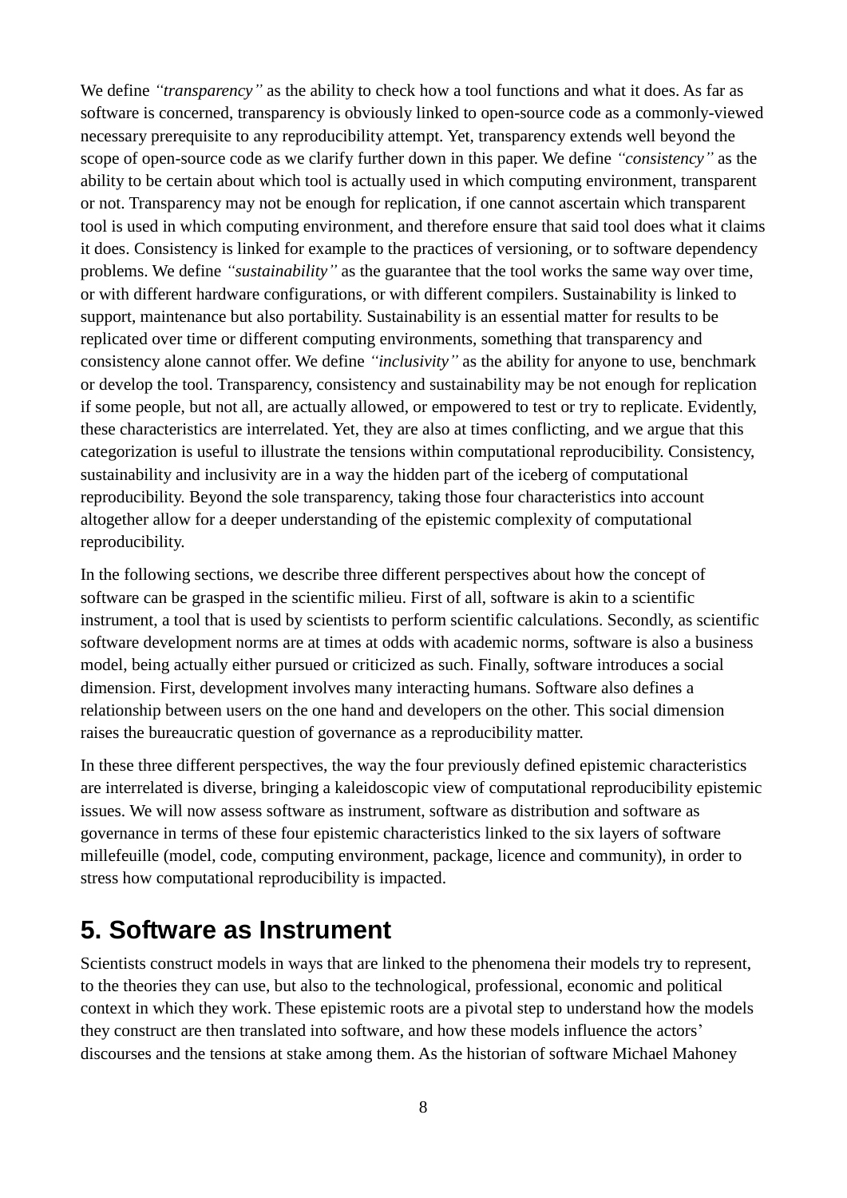We define *“transparency”* as the ability to check how a tool functions and what it does. As far as software is concerned, transparency is obviously linked to open-source code as a commonly-viewed necessary prerequisite to any reproducibility attempt. Yet, transparency extends well beyond the scope of open-source code as we clarify further down in this paper. We define *“consistency”* as the ability to be certain about which tool is actually used in which computing environment, transparent or not. Transparency may not be enough for replication, if one cannot ascertain which transparent tool is used in which computing environment, and therefore ensure that said tool does what it claims it does. Consistency is linked for example to the practices of versioning, or to software dependency problems. We define *“sustainability”* as the guarantee that the tool works the same way over time, or with different hardware configurations, or with different compilers. Sustainability is linked to support, maintenance but also portability. Sustainability is an essential matter for results to be replicated over time or different computing environments, something that transparency and consistency alone cannot offer. We define *“inclusivity”* as the ability for anyone to use, benchmark or develop the tool. Transparency, consistency and sustainability may be not enough for replication if some people, but not all, are actually allowed, or empowered to test or try to replicate. Evidently, these characteristics are interrelated. Yet, they are also at times conflicting, and we argue that this categorization is useful to illustrate the tensions within computational reproducibility. Consistency, sustainability and inclusivity are in a way the hidden part of the iceberg of computational reproducibility. Beyond the sole transparency, taking those four characteristics into account altogether allow for a deeper understanding of the epistemic complexity of computational reproducibility.

In the following sections, we describe three different perspectives about how the concept of software can be grasped in the scientific milieu. First of all, software is akin to a scientific instrument, a tool that is used by scientists to perform scientific calculations. Secondly, as scientific software development norms are at times at odds with academic norms, software is also a business model, being actually either pursued or criticized as such. Finally, software introduces a social dimension. First, development involves many interacting humans. Software also defines a relationship between users on the one hand and developers on the other. This social dimension raises the bureaucratic question of governance as a reproducibility matter.

In these three different perspectives, the way the four previously defined epistemic characteristics are interrelated is diverse, bringing a kaleidoscopic view of computational reproducibility epistemic issues. We will now assess software as instrument, software as distribution and software as governance in terms of these four epistemic characteristics linked to the six layers of software millefeuille (model, code, computing environment, package, licence and community), in order to stress how computational reproducibility is impacted.

## 5. Software as Instrument

Scientists construct models in ways that are linked to the phenomena their models try to represent, to the theories they can use, but also to the technological, professional, economic and political context in which they work. These epistemic roots are a pivotal step to understand how the models they construct are then translated into software, and how these models influence the actors’ discourses and the tensions at stake among them. As the historian of software Michael Mahoney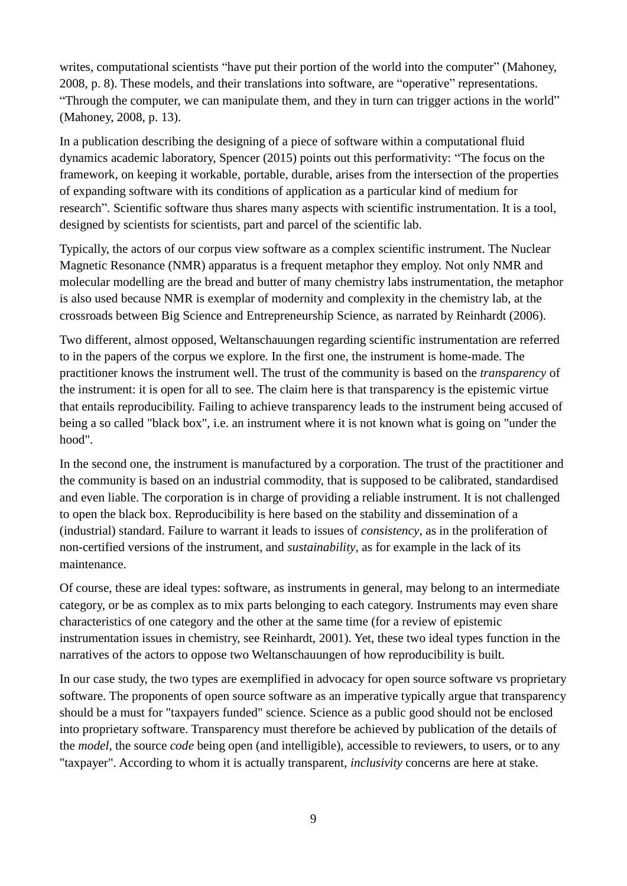writes, computational scientists "have put their portion of the world into the computer" (Mahoney, 2008, p. 8). These models, and their translations into software, are "operative" representations. "Through the computer, we can manipulate them, and they in turn can trigger actions in the world" (Mahoney, 2008, p. 13).

In a publication describing the designing of a piece of software within a computational fluid dynamics academic laboratory, Spencer (2015) points out this performativity: "The focus on the framework, on keeping it workable, portable, durable, arises from the intersection of the properties of expanding software with its conditions of application as a particular kind of medium for research". Scientific software thus shares many aspects with scientific instrumentation. It is a tool, designed by scientists for scientists, part and parcel of the scientific lab.

Typically, the actors of our corpus view software as a complex scientific instrument. The Nuclear Magnetic Resonance (NMR) apparatus is a frequent metaphor they employ. Not only NMR and molecular modelling are the bread and butter of many chemistry labs instrumentation, the metaphor is also used because NMR is exemplar of modernity and complexity in the chemistry lab, at the crossroads between Big Science and Entrepreneurship Science, as narrated by Reinhardt (2006).

Two different, almost opposed, Weltanschauungen regarding scientific instrumentation are referred to in the papers of the corpus we explore. In the first one, the instrument is home-made. The practitioner knows the instrument well. The trust of the community is based on the *transparency* of the instrument: it is open for all to see. The claim here is that transparency is the epistemic virtue that entails reproducibility. Failing to achieve transparency leads to the instrument being accused of being a so called "black box", i.e. an instrument where it is not known what is going on "under the hood".

In the second one, the instrument is manufactured by a corporation. The trust of the practitioner and the community is based on an industrial commodity, that is supposed to be calibrated, standardised and even liable. The corporation is in charge of providing a reliable instrument. It is not challenged to open the black box. Reproducibility is here based on the stability and dissemination of a (industrial) standard. Failure to warrant it leads to issues of *consistency*, as in the proliferation of non-certified versions of the instrument, and *sustainability*, as for example in the lack of its maintenance.

Of course, these are ideal types: software, as instruments in general, may belong to an intermediate category, or be as complex as to mix parts belonging to each category. Instruments may even share characteristics of one category and the other at the same time (for a review of epistemic instrumentation issues in chemistry, see Reinhardt, 2001). Yet, these two ideal types function in the narratives of the actors to oppose two Weltanschauungen of how reproducibility is built.

In our case study, the two types are exemplified in advocacy for open source software vs proprietary software. The proponents of open source software as an imperative typically argue that transparency should be a must for "taxpayers funded" science. Science as a public good should not be enclosed into proprietary software. Transparency must therefore be achieved by publication of the details of the *model*, the source *code* being open (and intelligible), accessible to reviewers, to users, or to any "taxpayer". According to whom it is actually transparent, *inclusivity* concerns are here at stake.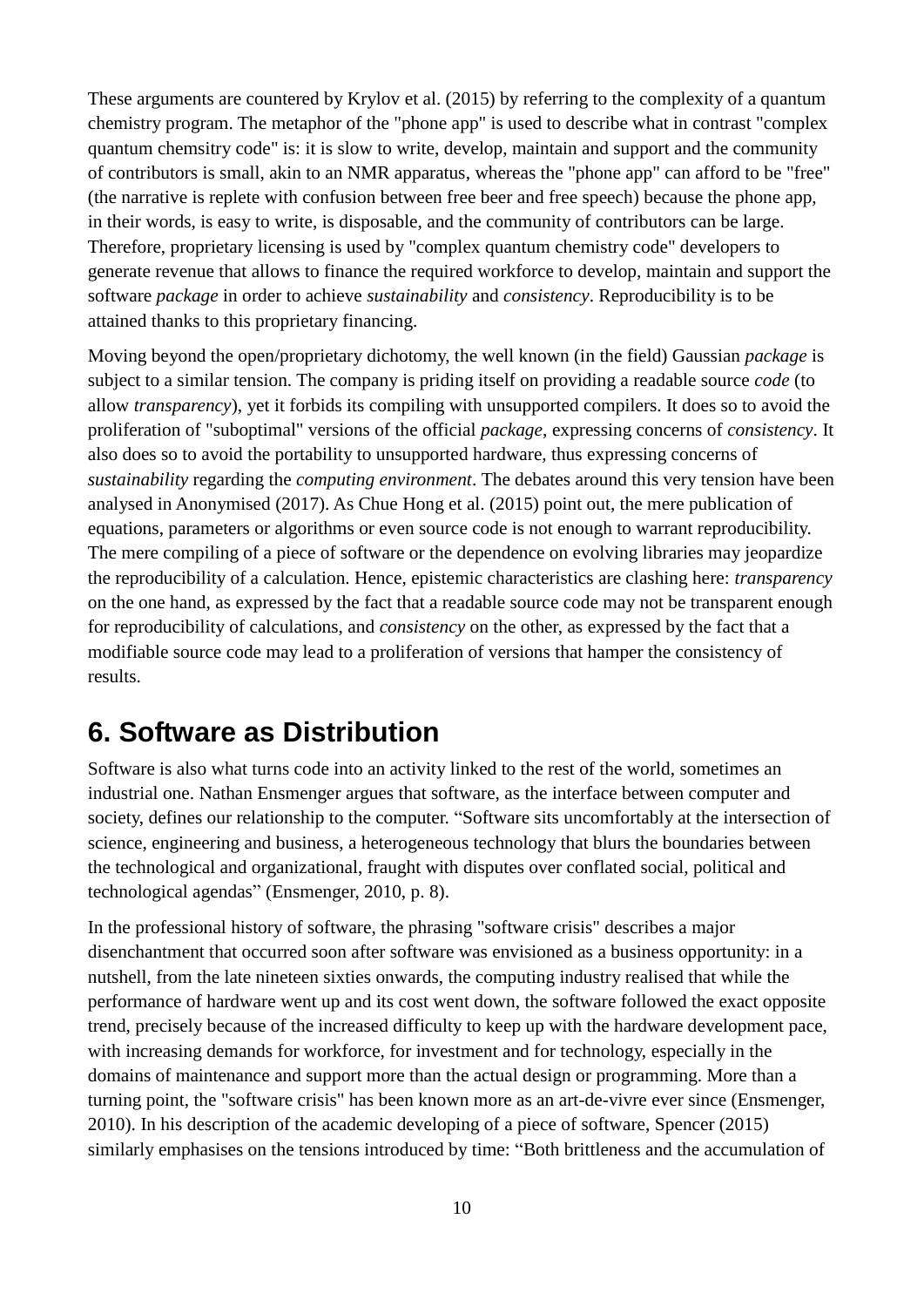These arguments are countered by Krylov et al. (2015) by referring to the complexity of a quantum chemistry program. The metaphor of the "phone app" is used to describe what in contrast "complex quantum chemsitry code" is: it is slow to write, develop, maintain and support and the community of contributors is small, akin to an NMR apparatus, whereas the "phone app" can afford to be "free" (the narrative is replete with confusion between free beer and free speech) because the phone app, in their words, is easy to write, is disposable, and the community of contributors can be large. Therefore, proprietary licensing is used by "complex quantum chemistry code" developers to generate revenue that allows to finance the required workforce to develop, maintain and support the software *package* in order to achieve *sustainability* and *consistency*. Reproducibility is to be attained thanks to this proprietary financing.

Moving beyond the open/proprietary dichotomy, the well known (in the field) Gaussian *package* is subject to a similar tension. The company is priding itself on providing a readable source *code* (to allow *transparency*), yet it forbids its compiling with unsupported compilers. It does so to avoid the proliferation of "suboptimal" versions of the official *package*, expressing concerns of *consistency*. It also does so to avoid the portability to unsupported hardware, thus expressing concerns of *sustainability* regarding the *computing environment*. The debates around this very tension have been analysed in Anonymised (2017). As Chue Hong et al. (2015) point out, the mere publication of equations, parameters or algorithms or even source code is not enough to warrant reproducibility. The mere compiling of a piece of software or the dependence on evolving libraries may jeopardize the reproducibility of a calculation. Hence, epistemic characteristics are clashing here: *transparency* on the one hand, as expressed by the fact that a readable source code may not be transparent enough for reproducibility of calculations, and *consistency* on the other, as expressed by the fact that a modifiable source code may lead to a proliferation of versions that hamper the consistency of results.

## 6. Software as Distribution

Software is also what turns code into an activity linked to the rest of the world, sometimes an industrial one. Nathan Ensmenger argues that software, as the interface between computer and society, defines our relationship to the computer. “Software sits uncomfortably at the intersection of science, engineering and business, a heterogeneous technology that blurs the boundaries between the technological and organizational, fraught with disputes over conflated social, political and technological agendas” (Ensmenger, 2010, p. 8).

In the professional history of software, the phrasing "software crisis" describes a major disenchantment that occurred soon after software was envisioned as a business opportunity: in a nutshell, from the late nineteen sixties onwards, the computing industry realised that while the performance of hardware went up and its cost went down, the software followed the exact opposite trend, precisely because of the increased difficulty to keep up with the hardware development pace, with increasing demands for workforce, for investment and for technology, especially in the domains of maintenance and support more than the actual design or programming. More than a turning point, the "software crisis" has been known more as an art-de-vivre ever since (Ensmenger, 2010). In his description of the academic developing of a piece of software, Spencer (2015) similarly emphasises on the tensions introduced by time: “Both brittleness and the accumulation of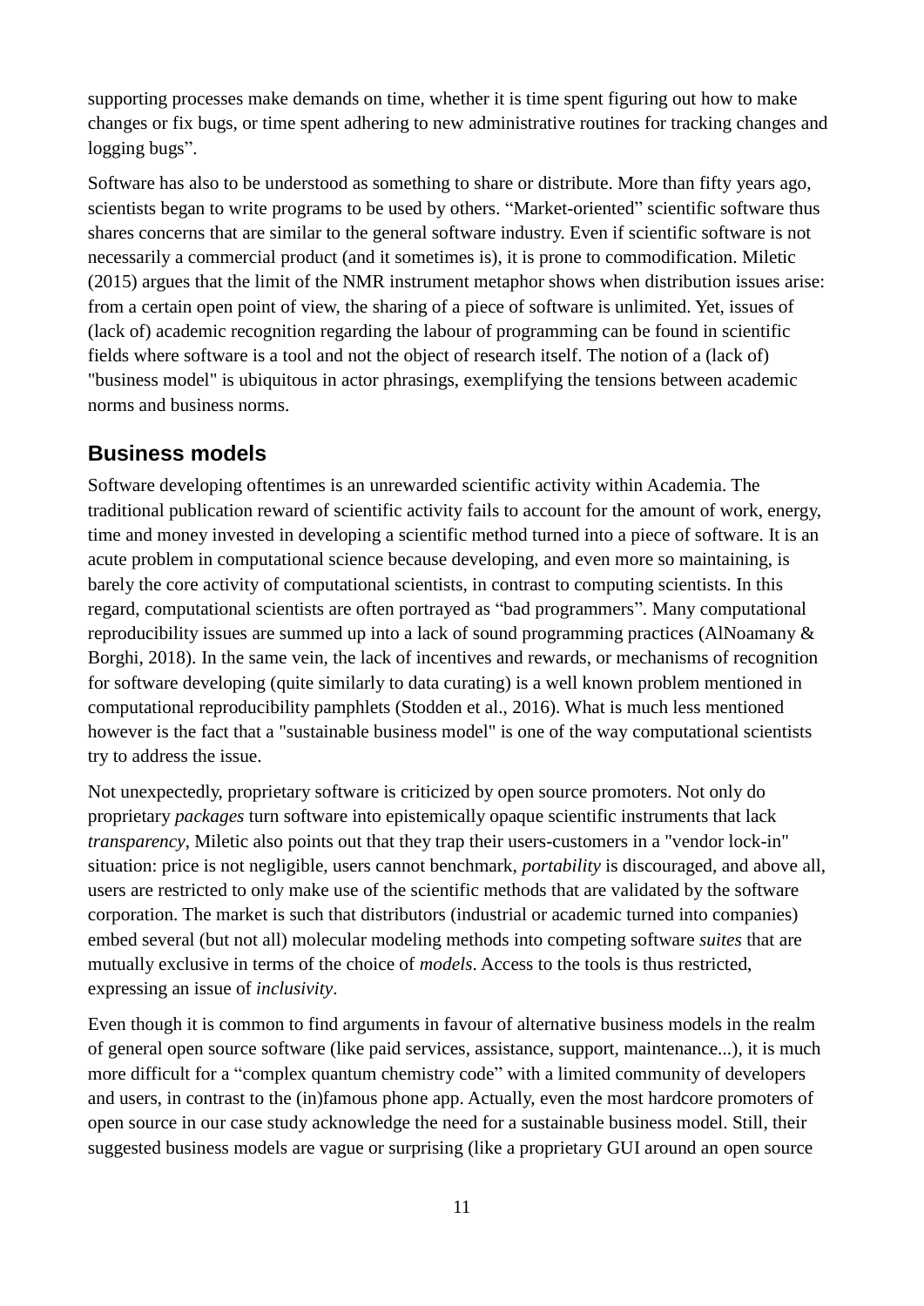supporting processes make demands on time, whether it is time spent figuring out how to make changes or fix bugs, or time spent adhering to new administrative routines for tracking changes and logging bugs".

Software has also to be understood as something to share or distribute. More than fifty years ago, scientists began to write programs to be used by others. "Market-oriented" scientific software thus shares concerns that are similar to the general software industry. Even if scientific software is not necessarily a commercial product (and it sometimes is), it is prone to commodification. Miletic (2015) argues that the limit of the NMR instrument metaphor shows when distribution issues arise: from a certain open point of view, the sharing of a piece of software is unlimited. Yet, issues of (lack of) academic recognition regarding the labour of programming can be found in scientific fields where software is a tool and not the object of research itself. The notion of a (lack of) "business model" is ubiquitous in actor phrasings, exemplifying the tensions between academic norms and business norms.

## Business models

Software developing oftentimes is an unrewarded scientific activity within Academia. The traditional publication reward of scientific activity fails to account for the amount of work, energy, time and money invested in developing a scientific method turned into a piece of software. It is an acute problem in computational science because developing, and even more so maintaining, is barely the core activity of computational scientists, in contrast to computing scientists. In this regard, computational scientists are often portrayed as "bad programmers". Many computational reproducibility issues are summed up into a lack of sound programming practices (AlNoamany & Borghi, 2018). In the same vein, the lack of incentives and rewards, or mechanisms of recognition for software developing (quite similarly to data curating) is a well known problem mentioned in computational reproducibility pamphlets (Stodden et al., 2016). What is much less mentioned however is the fact that a "sustainable business model" is one of the way computational scientists try to address the issue.

Not unexpectedly, proprietary software is criticized by open source promoters. Not only do proprietary *packages* turn software into epistemically opaque scientific instruments that lack *transparency*, Miletic also points out that they trap their users-customers in a "vendor lock-in" situation: price is not negligible, users cannot benchmark, *portability* is discouraged, and above all, users are restricted to only make use of the scientific methods that are validated by the software corporation. The market is such that distributors (industrial or academic turned into companies) embed several (but not all) molecular modeling methods into competing software *suites* that are mutually exclusive in terms of the choice of *models*. Access to the tools is thus restricted, expressing an issue of *inclusivity*.

Even though it is common to find arguments in favour of alternative business models in the realm of general open source software (like paid services, assistance, support, maintenance...), it is much more difficult for a "complex quantum chemistry code" with a limited community of developers and users, in contrast to the (in)famous phone app. Actually, even the most hardcore promoters of open source in our case study acknowledge the need for a sustainable business model. Still, their suggested business models are vague or surprising (like a proprietary GUI around an open source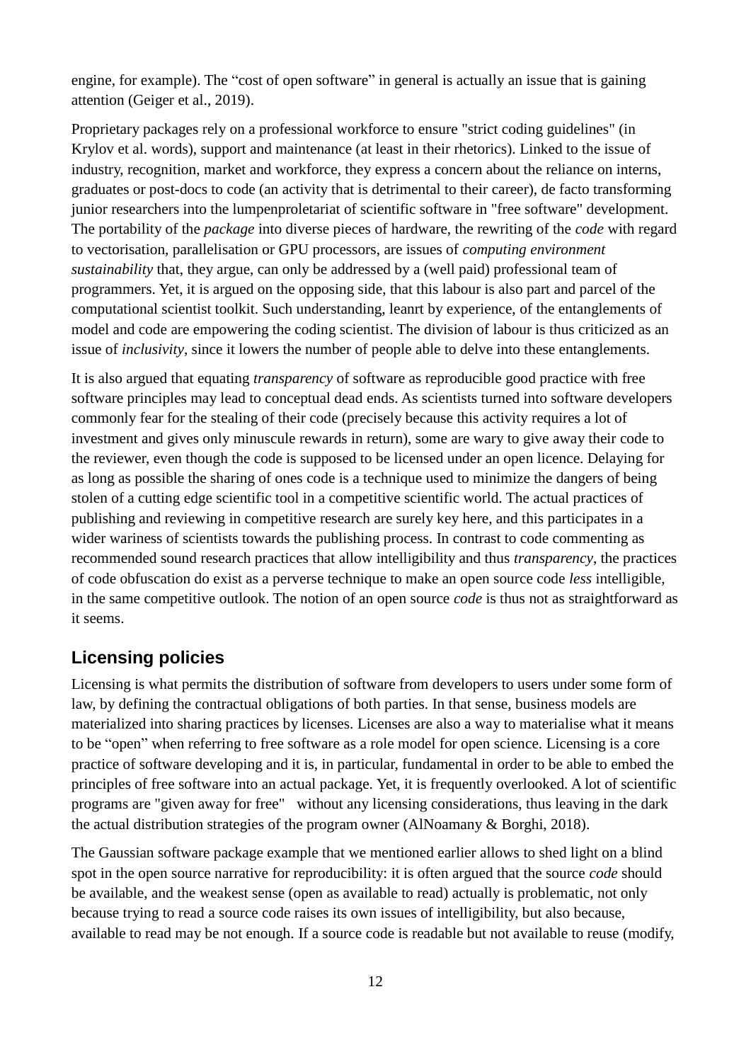engine, for example). The “cost of open software” in general is actually an issue that is gaining attention (Geiger et al., 2019).

Proprietary packages rely on a professional workforce to ensure "strict coding guidelines" (in Krylov et al. words), support and maintenance (at least in their rhetorics). Linked to the issue of industry, recognition, market and workforce, they express a concern about the reliance on interns, graduates or post-docs to code (an activity that is detrimental to their career), de facto transforming junior researchers into the lumpenproletariat of scientific software in "free software" development. The portability of the *package* into diverse pieces of hardware, the rewriting of the *code* with regard to vectorisation, parallelisation or GPU processors, are issues of *computing environment sustainability* that, they argue, can only be addressed by a (well paid) professional team of programmers. Yet, it is argued on the opposing side, that this labour is also part and parcel of the computational scientist toolkit. Such understanding, leanrt by experience, of the entanglements of model and code are empowering the coding scientist. The division of labour is thus criticized as an issue of *inclusivity*, since it lowers the number of people able to delve into these entanglements.

It is also argued that equating *transparency* of software as reproducible good practice with free software principles may lead to conceptual dead ends. As scientists turned into software developers commonly fear for the stealing of their code (precisely because this activity requires a lot of investment and gives only minuscule rewards in return), some are wary to give away their code to the reviewer, even though the code is supposed to be licensed under an open licence. Delaying for as long as possible the sharing of ones code is a technique used to minimize the dangers of being stolen of a cutting edge scientific tool in a competitive scientific world. The actual practices of publishing and reviewing in competitive research are surely key here, and this participates in a wider wariness of scientists towards the publishing process. In contrast to code commenting as recommended sound research practices that allow intelligibility and thus *transparency*, the practices of code obfuscation do exist as a perverse technique to make an open source code *less* intelligible, in the same competitive outlook. The notion of an open source *code* is thus not as straightforward as it seems.

## Licensing policies

Licensing is what permits the distribution of software from developers to users under some form of law, by defining the contractual obligations of both parties. In that sense, business models are materialized into sharing practices by licenses. Licenses are also a way to materialise what it means to be “open” when referring to free software as a role model for open science. Licensing is a core practice of software developing and it is, in particular, fundamental in order to be able to embed the principles of free software into an actual package. Yet, it is frequently overlooked. A lot of scientific programs are "given away for free" without any licensing considerations, thus leaving in the dark the actual distribution strategies of the program owner (AlNoamany & Borghi, 2018).

The Gaussian software package example that we mentioned earlier allows to shed light on a blind spot in the open source narrative for reproducibility: it is often argued that the source *code* should be available, and the weakest sense (open as available to read) actually is problematic, not only because trying to read a source code raises its own issues of intelligibility, but also because, available to read may be not enough. If a source code is readable but not available to reuse (modify,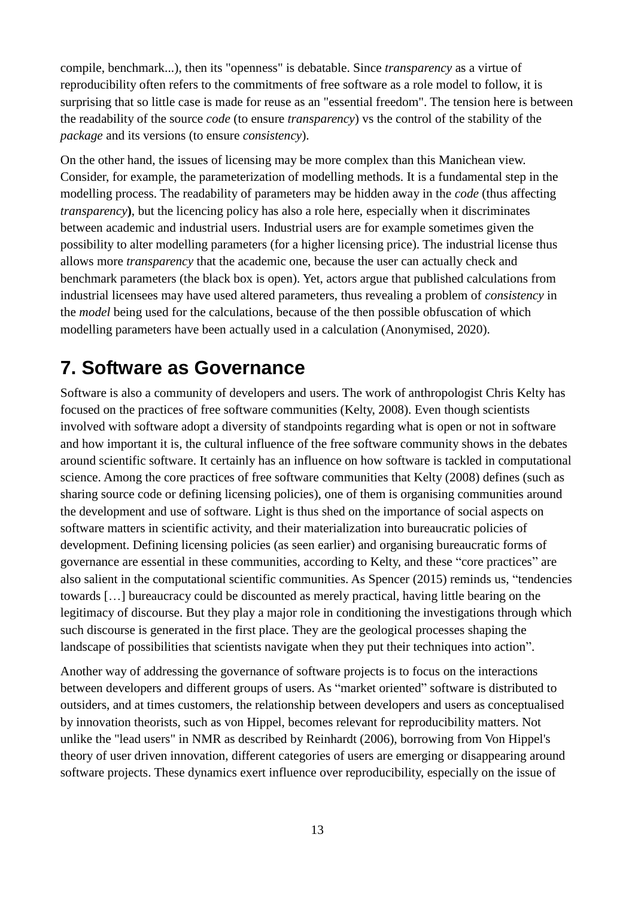compile, benchmark...), then its "openness" is debatable. Since *transparency* as a virtue of reproducibility often refers to the commitments of free software as a role model to follow, it is surprising that so little case is made for reuse as an "essential freedom". The tension here is between the readability of the source *code* (to ensure *transparency*) vs the control of the stability of the *package* and its versions (to ensure *consistency*).

On the other hand, the issues of licensing may be more complex than this Manichean view. Consider, for example, the parameterization of modelling methods. It is a fundamental step in the modelling process. The readability of parameters may be hidden away in the *code* (thus affecting *transparency***)**, but the licencing policy has also a role here, especially when it discriminates between academic and industrial users. Industrial users are for example sometimes given the possibility to alter modelling parameters (for a higher licensing price). The industrial license thus allows more *transparency* that the academic one, because the user can actually check and benchmark parameters (the black box is open). Yet, actors argue that published calculations from industrial licensees may have used altered parameters, thus revealing a problem of *consistency* in the *model* being used for the calculations, because of the then possible obfuscation of which modelling parameters have been actually used in a calculation (Anonymised, 2020).

## 7. Software as Governance

Software is also a community of developers and users. The work of anthropologist Chris Kelty has focused on the practices of free software communities (Kelty, 2008). Even though scientists involved with software adopt a diversity of standpoints regarding what is open or not in software and how important it is, the cultural influence of the free software community shows in the debates around scientific software. It certainly has an influence on how software is tackled in computational science. Among the core practices of free software communities that Kelty (2008) defines (such as sharing source code or defining licensing policies), one of them is organising communities around the development and use of software. Light is thus shed on the importance of social aspects on software matters in scientific activity, and their materialization into bureaucratic policies of development. Defining licensing policies (as seen earlier) and organising bureaucratic forms of governance are essential in these communities, according to Kelty, and these "core practices" are also salient in the computational scientific communities. As Spencer (2015) reminds us, "tendencies towards […] bureaucracy could be discounted as merely practical, having little bearing on the legitimacy of discourse. But they play a major role in conditioning the investigations through which such discourse is generated in the first place. They are the geological processes shaping the landscape of possibilities that scientists navigate when they put their techniques into action".

Another way of addressing the governance of software projects is to focus on the interactions between developers and different groups of users. As "market oriented" software is distributed to outsiders, and at times customers, the relationship between developers and users as conceptualised by innovation theorists, such as von Hippel, becomes relevant for reproducibility matters. Not unlike the "lead users" in NMR as described by Reinhardt (2006), borrowing from Von Hippel's theory of user driven innovation, different categories of users are emerging or disappearing around software projects. These dynamics exert influence over reproducibility, especially on the issue of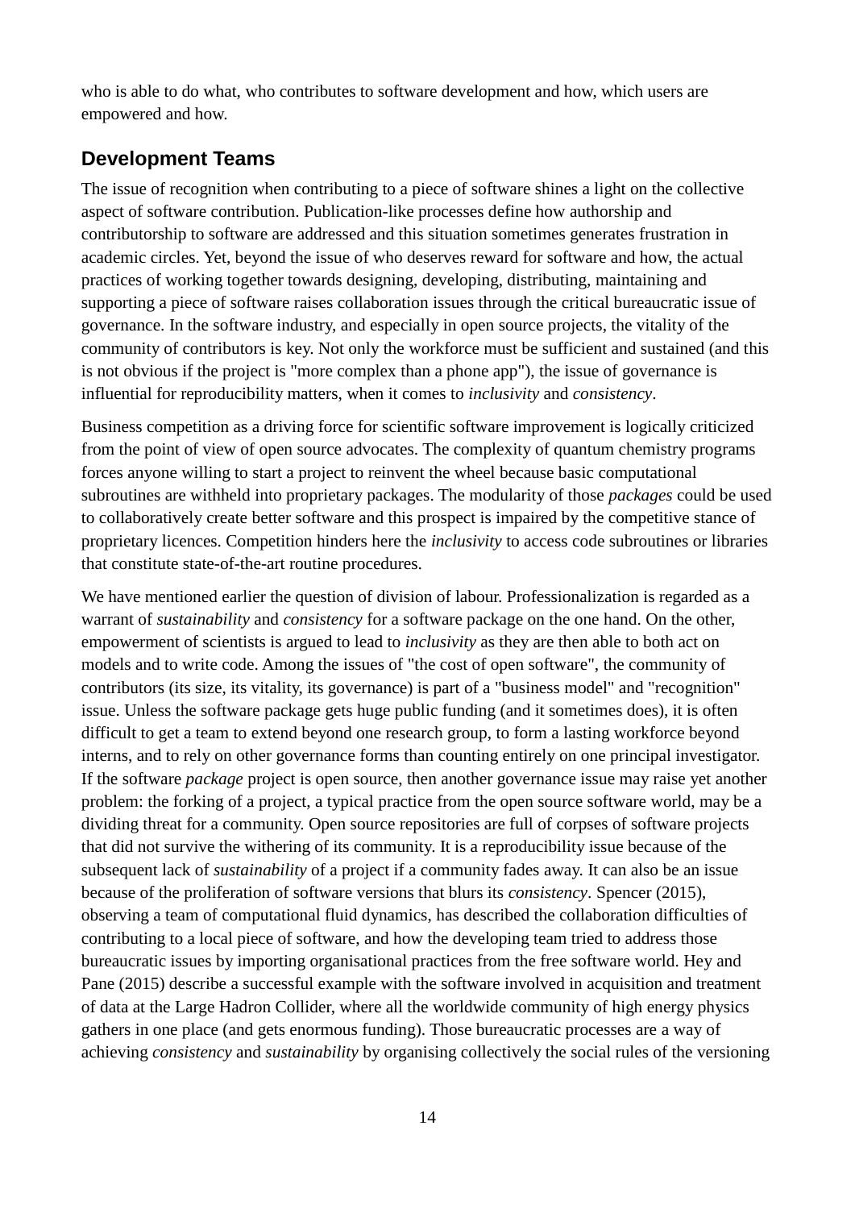who is able to do what, who contributes to software development and how, which users are empowered and how.

## Development Teams

The issue of recognition when contributing to a piece of software shines a light on the collective aspect of software contribution. Publication-like processes define how authorship and contributorship to software are addressed and this situation sometimes generates frustration in academic circles. Yet, beyond the issue of who deserves reward for software and how, the actual practices of working together towards designing, developing, distributing, maintaining and supporting a piece of software raises collaboration issues through the critical bureaucratic issue of governance. In the software industry, and especially in open source projects, the vitality of the community of contributors is key. Not only the workforce must be sufficient and sustained (and this is not obvious if the project is "more complex than a phone app"), the issue of governance is influential for reproducibility matters, when it comes to *inclusivity* and *consistency*.

Business competition as a driving force for scientific software improvement is logically criticized from the point of view of open source advocates. The complexity of quantum chemistry programs forces anyone willing to start a project to reinvent the wheel because basic computational subroutines are withheld into proprietary packages. The modularity of those *packages* could be used to collaboratively create better software and this prospect is impaired by the competitive stance of proprietary licences. Competition hinders here the *inclusivity* to access code subroutines or libraries that constitute state-of-the-art routine procedures.

We have mentioned earlier the question of division of labour. Professionalization is regarded as a warrant of *sustainability* and *consistency* for a software package on the one hand. On the other, empowerment of scientists is argued to lead to *inclusivity* as they are then able to both act on models and to write code. Among the issues of "the cost of open software", the community of contributors (its size, its vitality, its governance) is part of a "business model" and "recognition" issue. Unless the software package gets huge public funding (and it sometimes does), it is often difficult to get a team to extend beyond one research group, to form a lasting workforce beyond interns, and to rely on other governance forms than counting entirely on one principal investigator. If the software *package* project is open source, then another governance issue may raise yet another problem: the forking of a project, a typical practice from the open source software world, may be a dividing threat for a community. Open source repositories are full of corpses of software projects that did not survive the withering of its community. It is a reproducibility issue because of the subsequent lack of *sustainability* of a project if a community fades away. It can also be an issue because of the proliferation of software versions that blurs its *consistency*. Spencer (2015), observing a team of computational fluid dynamics, has described the collaboration difficulties of contributing to a local piece of software, and how the developing team tried to address those bureaucratic issues by importing organisational practices from the free software world. Hey and Pane (2015) describe a successful example with the software involved in acquisition and treatment of data at the Large Hadron Collider, where all the worldwide community of high energy physics gathers in one place (and gets enormous funding). Those bureaucratic processes are a way of achieving *consistency* and *sustainability* by organising collectively the social rules of the versioning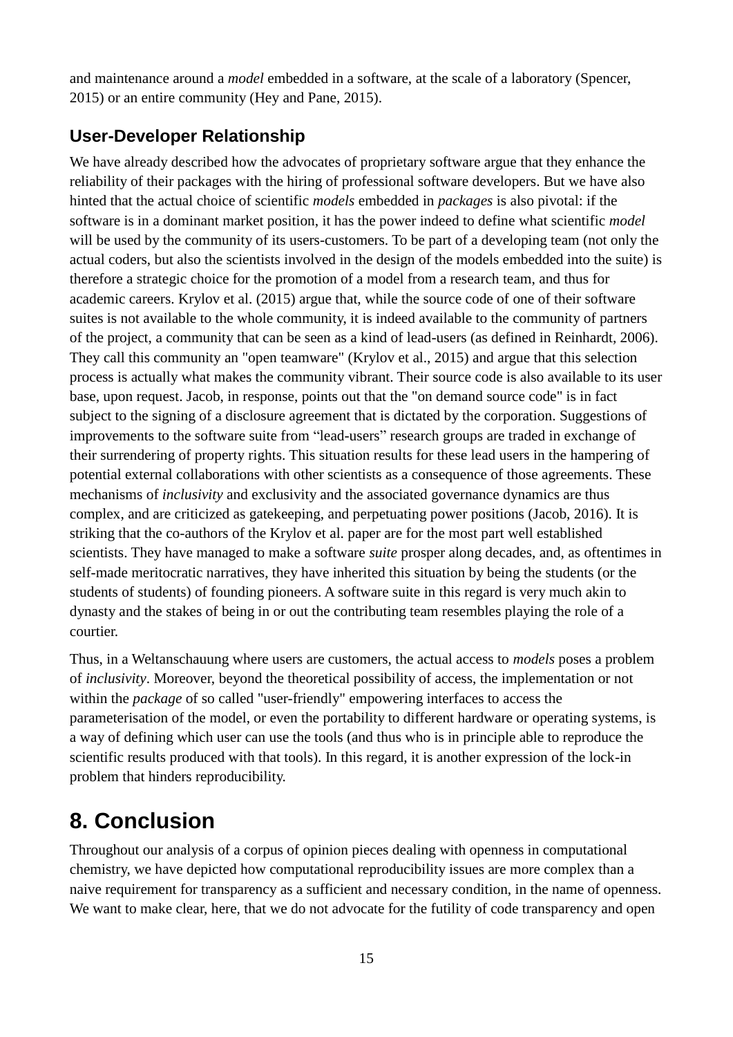and maintenance around a *model* embedded in a software, at the scale of a laboratory (Spencer, 2015) or an entire community (Hey and Pane, 2015).

### User-Developer Relationship

We have already described how the advocates of proprietary software argue that they enhance the reliability of their packages with the hiring of professional software developers. But we have also hinted that the actual choice of scientific *models* embedded in *packages* is also pivotal: if the software is in a dominant market position, it has the power indeed to define what scientific *model* will be used by the community of its users-customers. To be part of a developing team (not only the actual coders, but also the scientists involved in the design of the models embedded into the suite) is therefore a strategic choice for the promotion of a model from a research team, and thus for academic careers. Krylov et al. (2015) argue that, while the source code of one of their software suites is not available to the whole community, it is indeed available to the community of partners of the project, a community that can be seen as a kind of lead-users (as defined in Reinhardt, 2006). They call this community an "open teamware" (Krylov et al., 2015) and argue that this selection process is actually what makes the community vibrant. Their source code is also available to its user base, upon request. Jacob, in response, points out that the "on demand source code" is in fact subject to the signing of a disclosure agreement that is dictated by the corporation. Suggestions of improvements to the software suite from “lead-users” research groups are traded in exchange of their surrendering of property rights. This situation results for these lead users in the hampering of potential external collaborations with other scientists as a consequence of those agreements. These mechanisms of *inclusivity* and exclusivity and the associated governance dynamics are thus complex, and are criticized as gatekeeping, and perpetuating power positions (Jacob, 2016). It is striking that the co-authors of the Krylov et al. paper are for the most part well established scientists. They have managed to make a software *suite* prosper along decades, and, as oftentimes in self-made meritocratic narratives, they have inherited this situation by being the students (or the students of students) of founding pioneers. A software suite in this regard is very much akin to dynasty and the stakes of being in or out the contributing team resembles playing the role of a courtier.

Thus, in a Weltanschauung where users are customers, the actual access to *models* poses a problem of *inclusivity*. Moreover, beyond the theoretical possibility of access, the implementation or not within the *package* of so called "user-friendly" empowering interfaces to access the parameterisation of the model, or even the portability to different hardware or operating systems, is a way of defining which user can use the tools (and thus who is in principle able to reproduce the scientific results produced with that tools). In this regard, it is another expression of the lock-in problem that hinders reproducibility.

## 8. Conclusion

Throughout our analysis of a corpus of opinion pieces dealing with openness in computational chemistry, we have depicted how computational reproducibility issues are more complex than a naive requirement for transparency as a sufficient and necessary condition, in the name of openness. We want to make clear, here, that we do not advocate for the futility of code transparency and open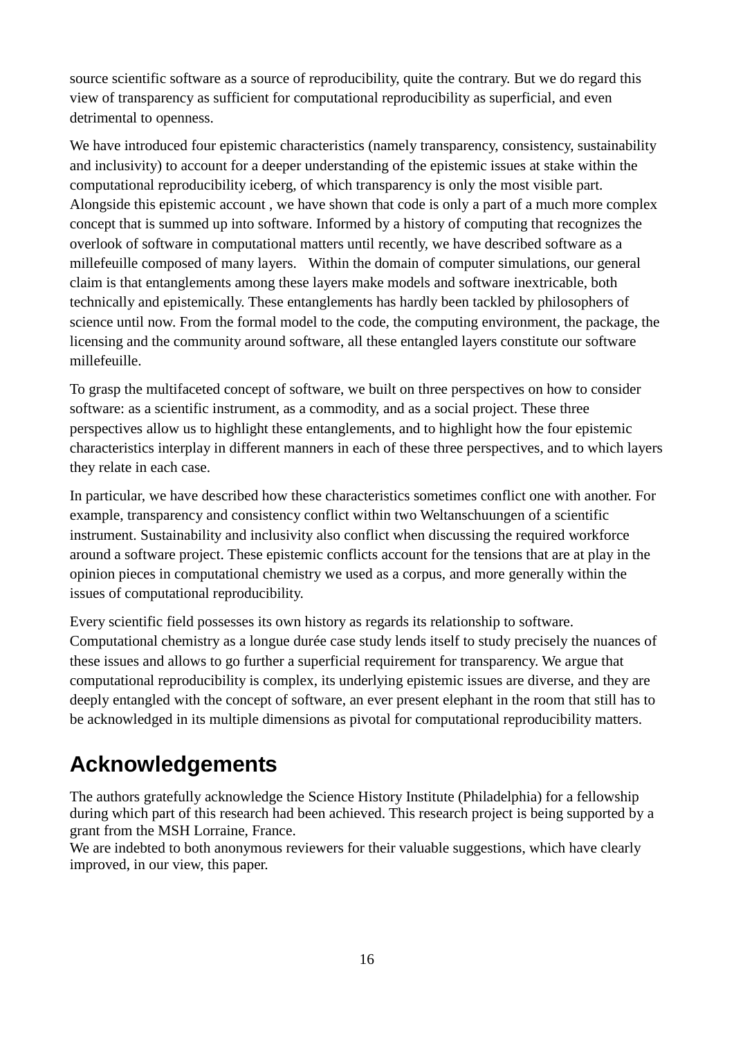source scientific software as a source of reproducibility, quite the contrary. But we do regard this view of transparency as sufficient for computational reproducibility as superficial, and even detrimental to openness.

We have introduced four epistemic characteristics (namely transparency, consistency, sustainability and inclusivity) to account for a deeper understanding of the epistemic issues at stake within the computational reproducibility iceberg, of which transparency is only the most visible part. Alongside this epistemic account , we have shown that code is only a part of a much more complex concept that is summed up into software. Informed by a history of computing that recognizes the overlook of software in computational matters until recently, we have described software as a millefeuille composed of many layers.   Within the domain of computer simulations, our general claim is that entanglements among these layers make models and software inextricable, both technically and epistemically. These entanglements has hardly been tackled by philosophers of science until now. From the formal model to the code, the computing environment, the package, the licensing and the community around software, all these entangled layers constitute our software millefeuille.

To grasp the multifaceted concept of software, we built on three perspectives on how to consider software: as a scientific instrument, as a commodity, and as a social project. These three perspectives allow us to highlight these entanglements, and to highlight how the four epistemic characteristics interplay in different manners in each of these three perspectives, and to which layers they relate in each case.

In particular, we have described how these characteristics sometimes conflict one with another. For example, transparency and consistency conflict within two Weltanschuungen of a scientific instrument. Sustainability and inclusivity also conflict when discussing the required workforce around a software project. These epistemic conflicts account for the tensions that are at play in the opinion pieces in computational chemistry we used as a corpus, and more generally within the issues of computational reproducibility.

Every scientific field possesses its own history as regards its relationship to software. Computational chemistry as a longue durée case study lends itself to study precisely the nuances of these issues and allows to go further a superficial requirement for transparency. We argue that computational reproducibility is complex, its underlying epistemic issues are diverse, and they are deeply entangled with the concept of software, an ever present elephant in the room that still has to be acknowledged in its multiple dimensions as pivotal for computational reproducibility matters.

## Acknowledgements

The authors gratefully acknowledge the Science History Institute (Philadelphia) for a fellowship during which part of this research had been achieved. This research project is being supported by a grant from the MSH Lorraine, France.
We are indebted to both anonymous reviewers for their valuable suggestions, which have clearly improved, in our view, this paper.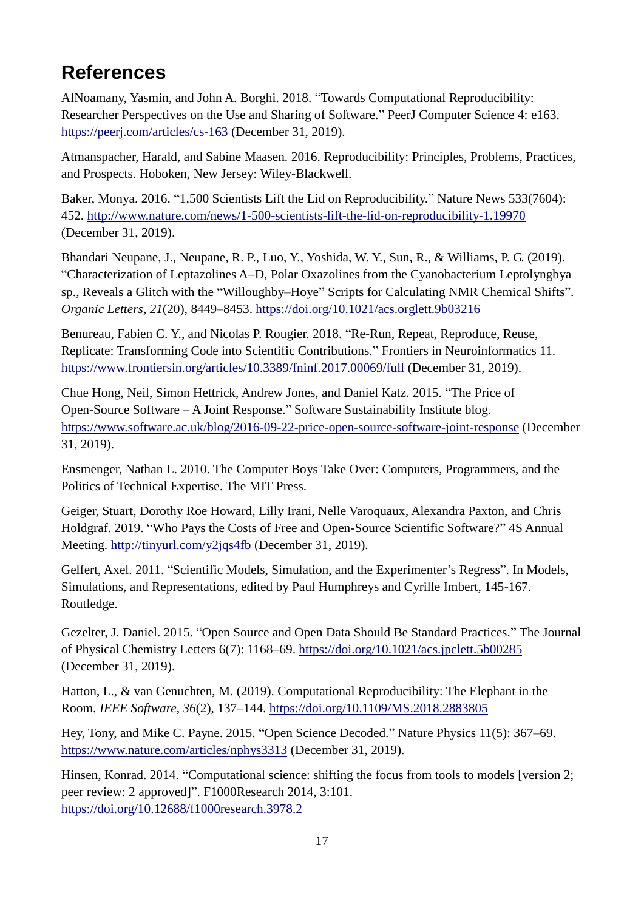# References

AlNoamany, Yasmin, and John A. Borghi. 2018. “Towards Computational Reproducibility: Researcher Perspectives on the Use and Sharing of Software.” PeerJ Computer Science 4: e163. https://peerj.com/articles/cs-163 (December 31, 2019).

Atmanspacher, Harald, and Sabine Maasen. 2016. Reproducibility: Principles, Problems, Practices, and Prospects. Hoboken, New Jersey: Wiley-Blackwell.

Baker, Monya. 2016. “1,500 Scientists Lift the Lid on Reproducibility.” Nature News 533(7604): 452. http://www.nature.com/news/1-500-scientists-lift-the-lid-on-reproducibility-1.19970 (December 31, 2019).

Bhandari Neupane, J., Neupane, R. P., Luo, Y., Yoshida, W. Y., Sun, R., & Williams, P. G. (2019). “Characterization of Leptazolines A–D, Polar Oxazolines from the Cyanobacterium Leptolyngbya sp., Reveals a Glitch with the “Willoughby–Hoye” Scripts for Calculating NMR Chemical Shifts”. *Organic Letters*, *21*(20), 8449–8453. https://doi.org/10.1021/acs.orglett.9b03216

Benureau, Fabien C. Y., and Nicolas P. Rougier. 2018. “Re-Run, Repeat, Reproduce, Reuse, Replicate: Transforming Code into Scientific Contributions.” Frontiers in Neuroinformatics 11. https://www.frontiersin.org/articles/10.3389/fninf.2017.00069/full (December 31, 2019).

Chue Hong, Neil, Simon Hettrick, Andrew Jones, and Daniel Katz. 2015. “The Price of Open-Source Software – A Joint Response.” Software Sustainability Institute blog. https://www.software.ac.uk/blog/2016-09-22-price-open-source-software-joint-response (December 31, 2019).

Ensmenger, Nathan L. 2010. The Computer Boys Take Over: Computers, Programmers, and the Politics of Technical Expertise. The MIT Press.

Geiger, Stuart, Dorothy Roe Howard, Lilly Irani, Nelle Varoquaux, Alexandra Paxton, and Chris Holdgraf. 2019. “Who Pays the Costs of Free and Open-Source Scientific Software?” 4S Annual Meeting. http://tinyurl.com/y2jqs4fb (December 31, 2019).

Gelfert, Axel. 2011. “Scientific Models, Simulation, and the Experimenter’s Regress”. In Models, Simulations, and Representations, edited by Paul Humphreys and Cyrille Imbert, 145-167. Routledge.

Gezelter, J. Daniel. 2015. “Open Source and Open Data Should Be Standard Practices.” The Journal of Physical Chemistry Letters 6(7): 1168–69. https://doi.org/10.1021/acs.jpclett.5b00285 (December 31, 2019).

Hatton, L., & van Genuchten, M. (2019). Computational Reproducibility: The Elephant in the Room. *IEEE Software*, *36*(2), 137–144. https://doi.org/10.1109/MS.2018.2883805

Hey, Tony, and Mike C. Payne. 2015. “Open Science Decoded.” Nature Physics 11(5): 367–69. https://www.nature.com/articles/nphys3313 (December 31, 2019).

Hinsen, Konrad. 2014. “Computational science: shifting the focus from tools to models [version 2; peer review: 2 approved]”. F1000Research 2014, 3:101. https://doi.org/10.12688/f1000research.3978.2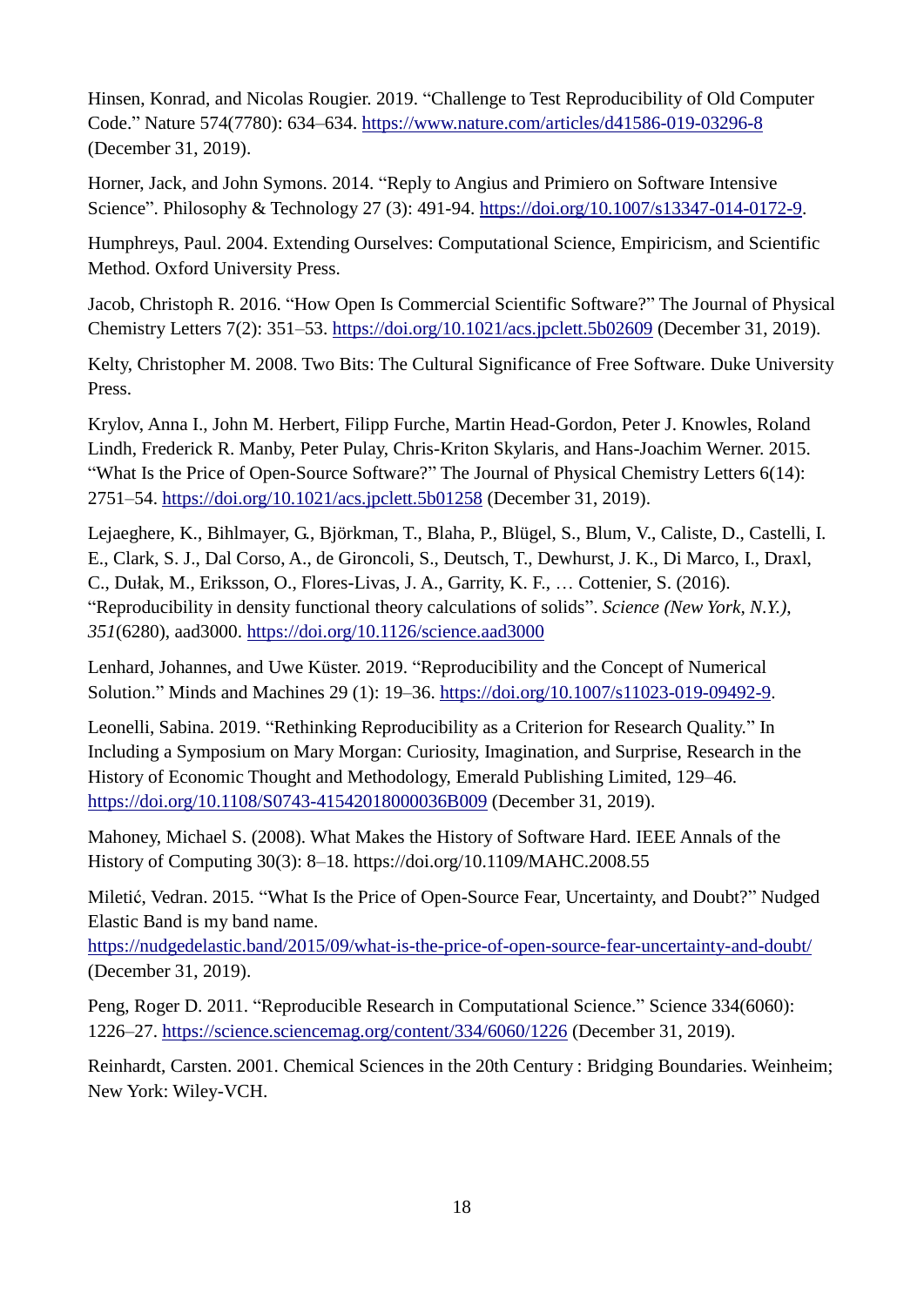Hinsen, Konrad, and Nicolas Rougier. 2019. "Challenge to Test Reproducibility of Old Computer Code." Nature 574(7780): 634–634. https://www.nature.com/articles/d41586-019-03296-8 (December 31, 2019).

Horner, Jack, and John Symons. 2014. "Reply to Angius and Primiero on Software Intensive Science". Philosophy & Technology 27 (3): 491-94. https://doi.org/10.1007/s13347-014-0172-9.

Humphreys, Paul. 2004. Extending Ourselves: Computational Science, Empiricism, and Scientific Method. Oxford University Press.

Jacob, Christoph R. 2016. "How Open Is Commercial Scientific Software?" The Journal of Physical Chemistry Letters 7(2): 351–53. https://doi.org/10.1021/acs.jpclett.5b02609 (December 31, 2019).

Kelty, Christopher M. 2008. Two Bits: The Cultural Significance of Free Software. Duke University Press.

Krylov, Anna I., John M. Herbert, Filipp Furche, Martin Head-Gordon, Peter J. Knowles, Roland Lindh, Frederick R. Manby, Peter Pulay, Chris-Kriton Skylaris, and Hans-Joachim Werner. 2015. "What Is the Price of Open-Source Software?" The Journal of Physical Chemistry Letters 6(14): 2751–54. https://doi.org/10.1021/acs.jpclett.5b01258 (December 31, 2019).

Lejaeghere, K., Bihlmayer, G., Björkman, T., Blaha, P., Blügel, S., Blum, V., Caliste, D., Castelli, I. E., Clark, S. J., Dal Corso, A., de Gironcoli, S., Deutsch, T., Dewhurst, J. K., Di Marco, I., Draxl, C., Dułak, M., Eriksson, O., Flores-Livas, J. A., Garrity, K. F., … Cottenier, S. (2016). "Reproducibility in density functional theory calculations of solids". *Science (New York, N.Y.)*, *351*(6280), aad3000. https://doi.org/10.1126/science.aad3000

Lenhard, Johannes, and Uwe Küster. 2019. "Reproducibility and the Concept of Numerical Solution." Minds and Machines 29 (1): 19–36. https://doi.org/10.1007/s11023-019-09492-9.

Leonelli, Sabina. 2019. "Rethinking Reproducibility as a Criterion for Research Quality." In Including a Symposium on Mary Morgan: Curiosity, Imagination, and Surprise, Research in the History of Economic Thought and Methodology, Emerald Publishing Limited, 129–46. https://doi.org/10.1108/S0743-41542018000036B009 (December 31, 2019).

Mahoney, Michael S. (2008). What Makes the History of Software Hard. IEEE Annals of the History of Computing 30(3): 8–18. https://doi.org/10.1109/MAHC.2008.55

Miletić, Vedran. 2015. "What Is the Price of Open-Source Fear, Uncertainty, and Doubt?" Nudged Elastic Band is my band name. https://nudgedelastic.band/2015/09/what-is-the-price-of-open-source-fear-uncertainty-and-doubt/ (December 31, 2019).

Peng, Roger D. 2011. "Reproducible Research in Computational Science." Science 334(6060): 1226–27. https://science.sciencemag.org/content/334/6060/1226 (December 31, 2019).

Reinhardt, Carsten. 2001. Chemical Sciences in the 20th Century : Bridging Boundaries. Weinheim; New York: Wiley-VCH.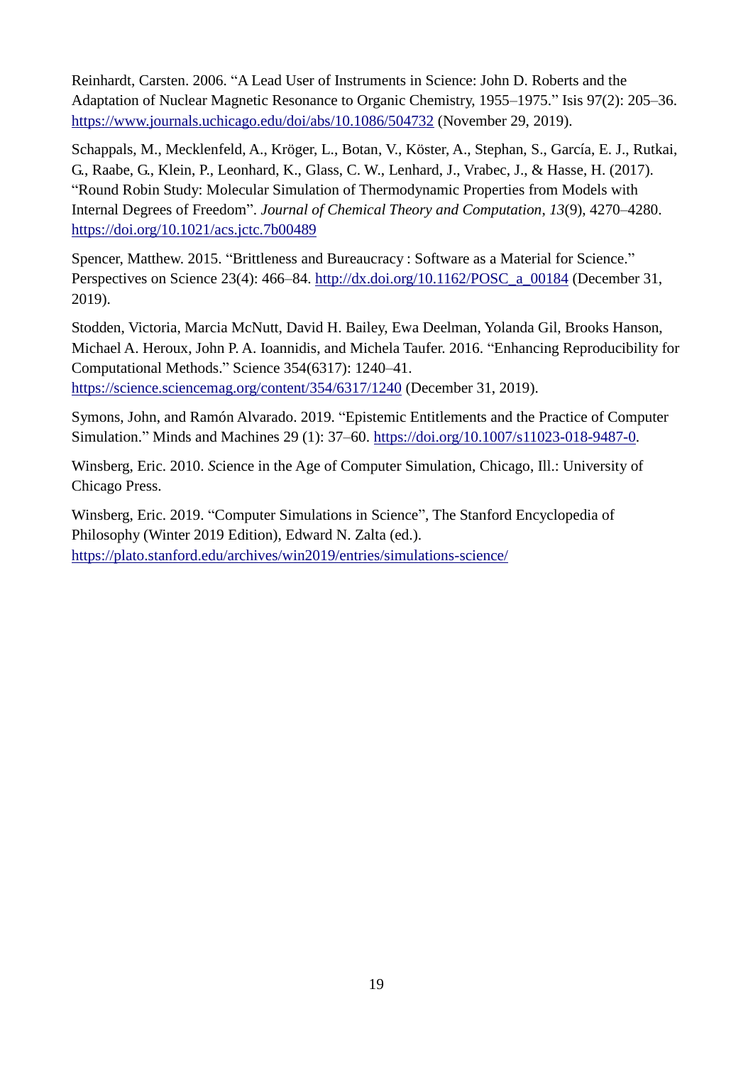Reinhardt, Carsten. 2006. “A Lead User of Instruments in Science: John D. Roberts and the Adaptation of Nuclear Magnetic Resonance to Organic Chemistry, 1955–1975.” Isis 97(2): 205–36. https://www.journals.uchicago.edu/doi/abs/10.1086/504732 (November 29, 2019).

Schappals, M., Mecklenfeld, A., Kröger, L., Botan, V., Köster, A., Stephan, S., García, E. J., Rutkai, G., Raabe, G., Klein, P., Leonhard, K., Glass, C. W., Lenhard, J., Vrabec, J., & Hasse, H. (2017). “Round Robin Study: Molecular Simulation of Thermodynamic Properties from Models with Internal Degrees of Freedom”. *Journal of Chemical Theory and Computation*, *13*(9), 4270–4280. https://doi.org/10.1021/acs.jctc.7b00489

Spencer, Matthew. 2015. “Brittleness and Bureaucracy : Software as a Material for Science.” Perspectives on Science 23(4): 466–84. http://dx.doi.org/10.1162/POSC_a_00184 (December 31, 2019).

Stodden, Victoria, Marcia McNutt, David H. Bailey, Ewa Deelman, Yolanda Gil, Brooks Hanson, Michael A. Heroux, John P. A. Ioannidis, and Michela Taufer. 2016. “Enhancing Reproducibility for Computational Methods.” Science 354(6317): 1240–41. https://science.sciencemag.org/content/354/6317/1240 (December 31, 2019).

Symons, John, and Ramón Alvarado. 2019. “Epistemic Entitlements and the Practice of Computer Simulation.” Minds and Machines 29 (1): 37–60. https://doi.org/10.1007/s11023-018-9487-0.

Winsberg, Eric. 2010. *S*cience in the Age of Computer Simulation, Chicago, Ill.: University of Chicago Press.

Winsberg, Eric. 2019. “Computer Simulations in Science”, The Stanford Encyclopedia of Philosophy (Winter 2019 Edition), Edward N. Zalta (ed.). https://plato.stanford.edu/archives/win2019/entries/simulations-science/